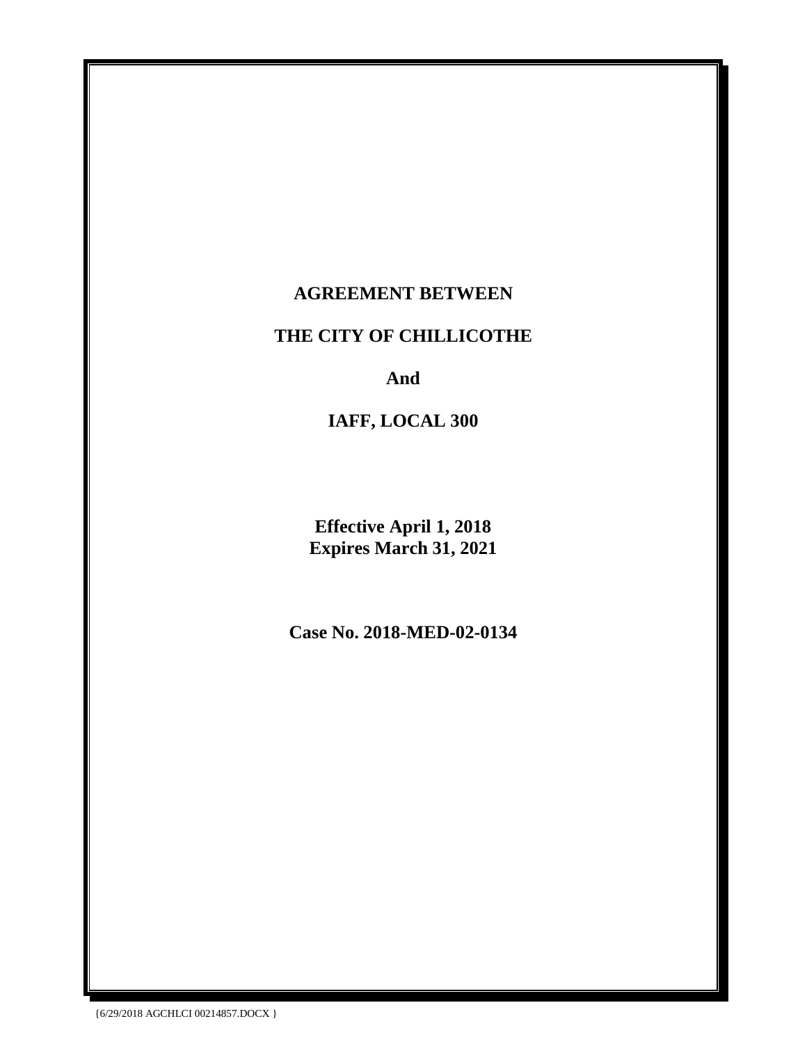# AGREEMENT BETWEEN

# THE CITY OF CHILLICOTHE

# And

# IAFF, LOCAL 300

**Effective April 1, 2018**
**Expires March 31, 2021**

**Case No. 2018-MED-02-0134**

{6/29/2018 AGCHLCI 00214857.DOCX }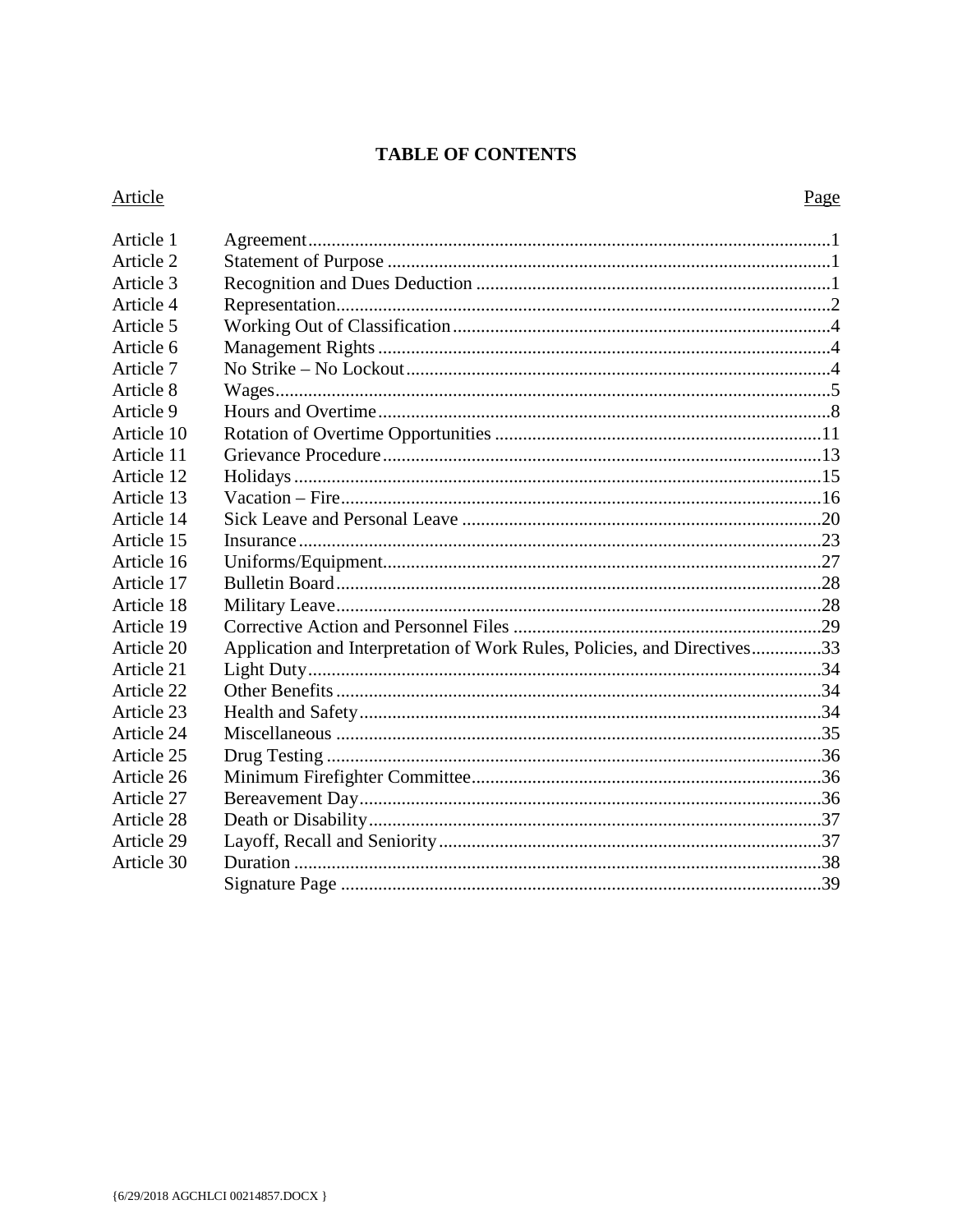# TABLE OF CONTENTS

| Article | | Page |
|---|---|---|
| Article 1 | Agreement | 1 |
| Article 2 | Statement of Purpose | 1 |
| Article 3 | Recognition and Dues Deduction | 1 |
| Article 4 | Representation | 2 |
| Article 5 | Working Out of Classification | 4 |
| Article 6 | Management Rights | 4 |
| Article 7 | No Strike – No Lockout | 4 |
| Article 8 | Wages | 5 |
| Article 9 | Hours and Overtime | 8 |
| Article 10 | Rotation of Overtime Opportunities | 11 |
| Article 11 | Grievance Procedure | 13 |
| Article 12 | Holidays | 15 |
| Article 13 | Vacation – Fire | 16 |
| Article 14 | Sick Leave and Personal Leave | 20 |
| Article 15 | Insurance | 23 |
| Article 16 | Uniforms/Equipment | 27 |
| Article 17 | Bulletin Board | 28 |
| Article 18 | Military Leave | 28 |
| Article 19 | Corrective Action and Personnel Files | 29 |
| Article 20 | Application and Interpretation of Work Rules, Policies, and Directives | 33 |
| Article 21 | Light Duty | 34 |
| Article 22 | Other Benefits | 34 |
| Article 23 | Health and Safety | 34 |
| Article 24 | Miscellaneous | 35 |
| Article 25 | Drug Testing | 36 |
| Article 26 | Minimum Firefighter Committee | 36 |
| Article 27 | Bereavement Day | 36 |
| Article 28 | Death or Disability | 37 |
| Article 29 | Layoff, Recall and Seniority | 37 |
| Article 30 | Duration | 38 |
| | Signature Page | 39 |

{6/29/2018 AGCHLCI 00214857.DOCX }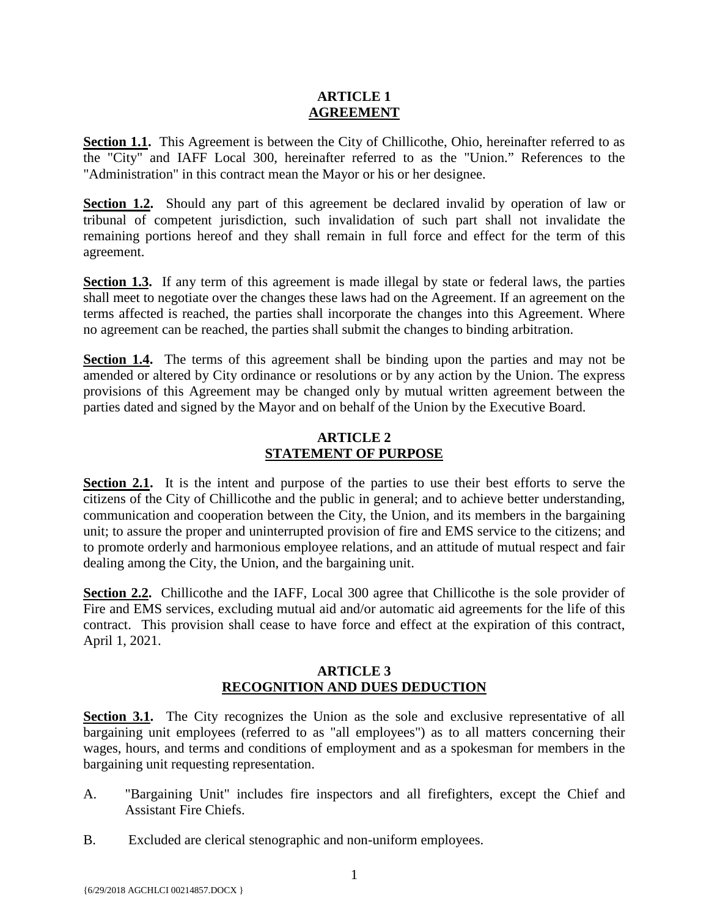## ARTICLE 1
## AGREEMENT

**Section 1.1.** This Agreement is between the City of Chillicothe, Ohio, hereinafter referred to as the "City" and IAFF Local 300, hereinafter referred to as the "Union." References to the "Administration" in this contract mean the Mayor or his or her designee.

**Section 1.2.** Should any part of this agreement be declared invalid by operation of law or tribunal of competent jurisdiction, such invalidation of such part shall not invalidate the remaining portions hereof and they shall remain in full force and effect for the term of this agreement.

**Section 1.3.** If any term of this agreement is made illegal by state or federal laws, the parties shall meet to negotiate over the changes these laws had on the Agreement. If an agreement on the terms affected is reached, the parties shall incorporate the changes into this Agreement. Where no agreement can be reached, the parties shall submit the changes to binding arbitration.

**Section 1.4.** The terms of this agreement shall be binding upon the parties and may not be amended or altered by City ordinance or resolutions or by any action by the Union. The express provisions of this Agreement may be changed only by mutual written agreement between the parties dated and signed by the Mayor and on behalf of the Union by the Executive Board.

## ARTICLE 2
## STATEMENT OF PURPOSE

**Section 2.1.** It is the intent and purpose of the parties to use their best efforts to serve the citizens of the City of Chillicothe and the public in general; and to achieve better understanding, communication and cooperation between the City, the Union, and its members in the bargaining unit; to assure the proper and uninterrupted provision of fire and EMS service to the citizens; and to promote orderly and harmonious employee relations, and an attitude of mutual respect and fair dealing among the City, the Union, and the bargaining unit.

**Section 2.2.** Chillicothe and the IAFF, Local 300 agree that Chillicothe is the sole provider of Fire and EMS services, excluding mutual aid and/or automatic aid agreements for the life of this contract. This provision shall cease to have force and effect at the expiration of this contract, April 1, 2021.

## ARTICLE 3
## RECOGNITION AND DUES DEDUCTION

**Section 3.1.** The City recognizes the Union as the sole and exclusive representative of all bargaining unit employees (referred to as "all employees") as to all matters concerning their wages, hours, and terms and conditions of employment and as a spokesman for members in the bargaining unit requesting representation.

A. "Bargaining Unit" includes fire inspectors and all firefighters, except the Chief and Assistant Fire Chiefs.

B. Excluded are clerical stenographic and non-uniform employees.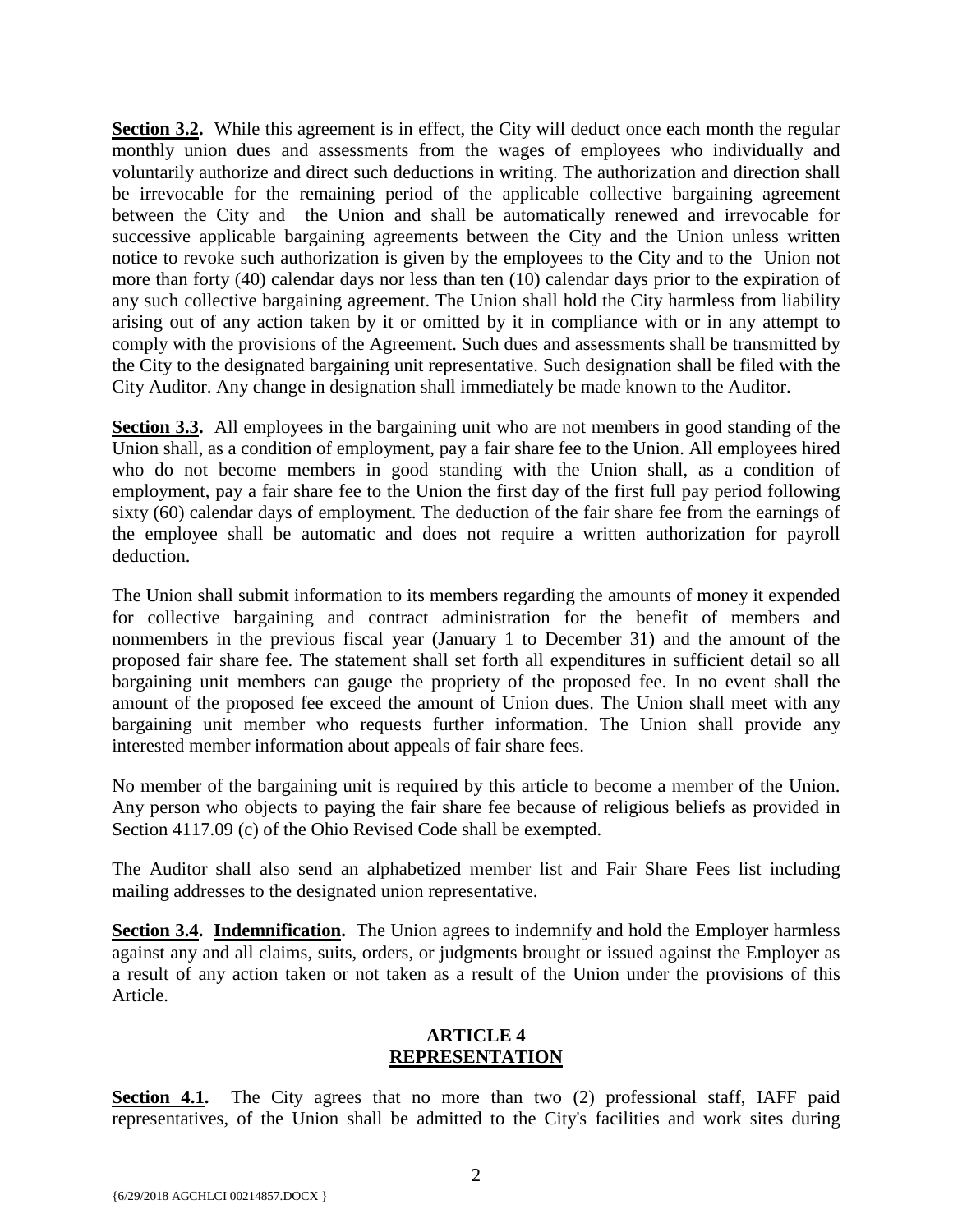**Section 3.2.** While this agreement is in effect, the City will deduct once each month the regular monthly union dues and assessments from the wages of employees who individually and voluntarily authorize and direct such deductions in writing. The authorization and direction shall be irrevocable for the remaining period of the applicable collective bargaining agreement between the City and the Union and shall be automatically renewed and irrevocable for successive applicable bargaining agreements between the City and the Union unless written notice to revoke such authorization is given by the employees to the City and to the Union not more than forty (40) calendar days nor less than ten (10) calendar days prior to the expiration of any such collective bargaining agreement. The Union shall hold the City harmless from liability arising out of any action taken by it or omitted by it in compliance with or in any attempt to comply with the provisions of the Agreement. Such dues and assessments shall be transmitted by the City to the designated bargaining unit representative. Such designation shall be filed with the City Auditor. Any change in designation shall immediately be made known to the Auditor.

**Section 3.3.** All employees in the bargaining unit who are not members in good standing of the Union shall, as a condition of employment, pay a fair share fee to the Union. All employees hired who do not become members in good standing with the Union shall, as a condition of employment, pay a fair share fee to the Union the first day of the first full pay period following sixty (60) calendar days of employment. The deduction of the fair share fee from the earnings of the employee shall be automatic and does not require a written authorization for payroll deduction.

The Union shall submit information to its members regarding the amounts of money it expended for collective bargaining and contract administration for the benefit of members and nonmembers in the previous fiscal year (January 1 to December 31) and the amount of the proposed fair share fee. The statement shall set forth all expenditures in sufficient detail so all bargaining unit members can gauge the propriety of the proposed fee. In no event shall the amount of the proposed fee exceed the amount of Union dues. The Union shall meet with any bargaining unit member who requests further information. The Union shall provide any interested member information about appeals of fair share fees.

No member of the bargaining unit is required by this article to become a member of the Union. Any person who objects to paying the fair share fee because of religious beliefs as provided in Section 4117.09 (c) of the Ohio Revised Code shall be exempted.

The Auditor shall also send an alphabetized member list and Fair Share Fees list including mailing addresses to the designated union representative.

**Section 3.4. Indemnification.** The Union agrees to indemnify and hold the Employer harmless against any and all claims, suits, orders, or judgments brought or issued against the Employer as a result of any action taken or not taken as a result of the Union under the provisions of this Article.

## ARTICLE 4
## REPRESENTATION

**Section 4.1.** The City agrees that no more than two (2) professional staff, IAFF paid representatives, of the Union shall be admitted to the City's facilities and work sites during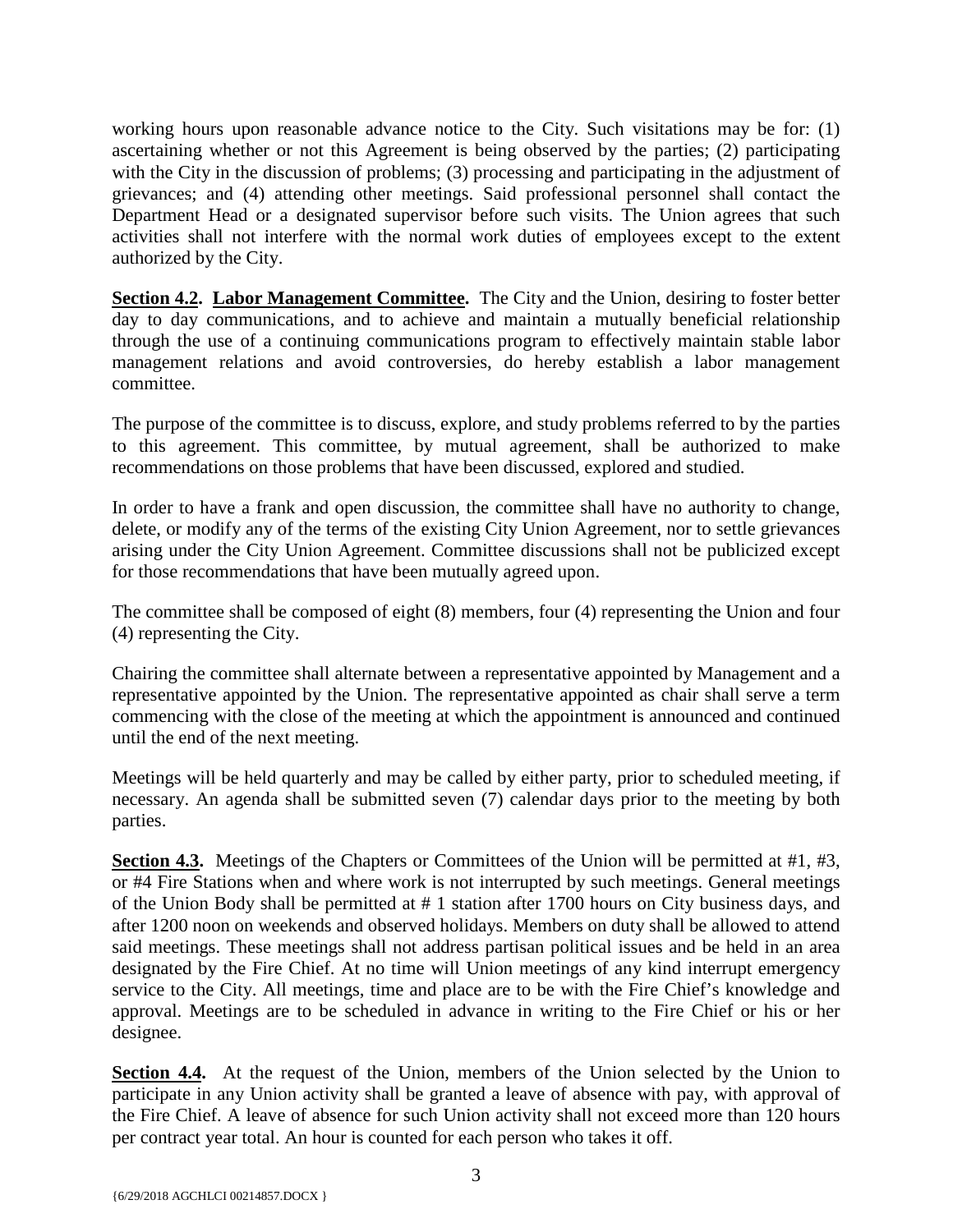working hours upon reasonable advance notice to the City. Such visitations may be for: (1) ascertaining whether or not this Agreement is being observed by the parties; (2) participating with the City in the discussion of problems; (3) processing and participating in the adjustment of grievances; and (4) attending other meetings. Said professional personnel shall contact the Department Head or a designated supervisor before such visits. The Union agrees that such activities shall not interfere with the normal work duties of employees except to the extent authorized by the City.

**Section 4.2. Labor Management Committee.** The City and the Union, desiring to foster better day to day communications, and to achieve and maintain a mutually beneficial relationship through the use of a continuing communications program to effectively maintain stable labor management relations and avoid controversies, do hereby establish a labor management committee.

The purpose of the committee is to discuss, explore, and study problems referred to by the parties to this agreement. This committee, by mutual agreement, shall be authorized to make recommendations on those problems that have been discussed, explored and studied.

In order to have a frank and open discussion, the committee shall have no authority to change, delete, or modify any of the terms of the existing City Union Agreement, nor to settle grievances arising under the City Union Agreement. Committee discussions shall not be publicized except for those recommendations that have been mutually agreed upon.

The committee shall be composed of eight (8) members, four (4) representing the Union and four (4) representing the City.

Chairing the committee shall alternate between a representative appointed by Management and a representative appointed by the Union. The representative appointed as chair shall serve a term commencing with the close of the meeting at which the appointment is announced and continued until the end of the next meeting.

Meetings will be held quarterly and may be called by either party, prior to scheduled meeting, if necessary. An agenda shall be submitted seven (7) calendar days prior to the meeting by both parties.

**Section 4.3.** Meetings of the Chapters or Committees of the Union will be permitted at #1, #3, or #4 Fire Stations when and where work is not interrupted by such meetings. General meetings of the Union Body shall be permitted at # 1 station after 1700 hours on City business days, and after 1200 noon on weekends and observed holidays. Members on duty shall be allowed to attend said meetings. These meetings shall not address partisan political issues and be held in an area designated by the Fire Chief. At no time will Union meetings of any kind interrupt emergency service to the City. All meetings, time and place are to be with the Fire Chief's knowledge and approval. Meetings are to be scheduled in advance in writing to the Fire Chief or his or her designee.

**Section 4.4.** At the request of the Union, members of the Union selected by the Union to participate in any Union activity shall be granted a leave of absence with pay, with approval of the Fire Chief. A leave of absence for such Union activity shall not exceed more than 120 hours per contract year total. An hour is counted for each person who takes it off.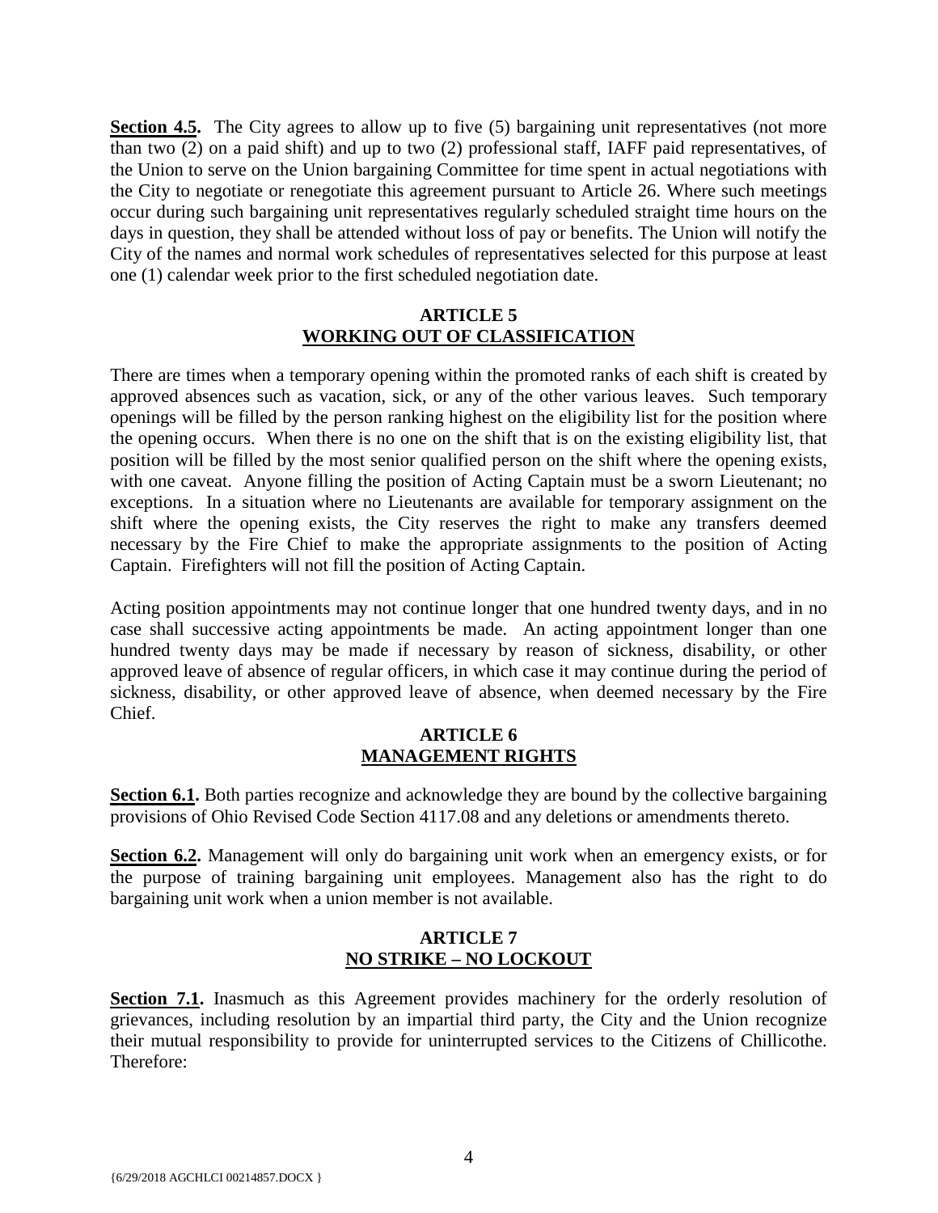**Section 4.5.** The City agrees to allow up to five (5) bargaining unit representatives (not more than two (2) on a paid shift) and up to two (2) professional staff, IAFF paid representatives, of the Union to serve on the Union bargaining Committee for time spent in actual negotiations with the City to negotiate or renegotiate this agreement pursuant to Article 26. Where such meetings occur during such bargaining unit representatives regularly scheduled straight time hours on the days in question, they shall be attended without loss of pay or benefits. The Union will notify the City of the names and normal work schedules of representatives selected for this purpose at least one (1) calendar week prior to the first scheduled negotiation date.

## ARTICLE 5
## WORKING OUT OF CLASSIFICATION

There are times when a temporary opening within the promoted ranks of each shift is created by approved absences such as vacation, sick, or any of the other various leaves. Such temporary openings will be filled by the person ranking highest on the eligibility list for the position where the opening occurs. When there is no one on the shift that is on the existing eligibility list, that position will be filled by the most senior qualified person on the shift where the opening exists, with one caveat. Anyone filling the position of Acting Captain must be a sworn Lieutenant; no exceptions. In a situation where no Lieutenants are available for temporary assignment on the shift where the opening exists, the City reserves the right to make any transfers deemed necessary by the Fire Chief to make the appropriate assignments to the position of Acting Captain. Firefighters will not fill the position of Acting Captain.

Acting position appointments may not continue longer that one hundred twenty days, and in no case shall successive acting appointments be made. An acting appointment longer than one hundred twenty days may be made if necessary by reason of sickness, disability, or other approved leave of absence of regular officers, in which case it may continue during the period of sickness, disability, or other approved leave of absence, when deemed necessary by the Fire Chief.

## ARTICLE 6
## MANAGEMENT RIGHTS

**Section 6.1.** Both parties recognize and acknowledge they are bound by the collective bargaining provisions of Ohio Revised Code Section 4117.08 and any deletions or amendments thereto.

**Section 6.2.** Management will only do bargaining unit work when an emergency exists, or for the purpose of training bargaining unit employees. Management also has the right to do bargaining unit work when a union member is not available.

## ARTICLE 7
## NO STRIKE – NO LOCKOUT

**Section 7.1.** Inasmuch as this Agreement provides machinery for the orderly resolution of grievances, including resolution by an impartial third party, the City and the Union recognize their mutual responsibility to provide for uninterrupted services to the Citizens of Chillicothe. Therefore: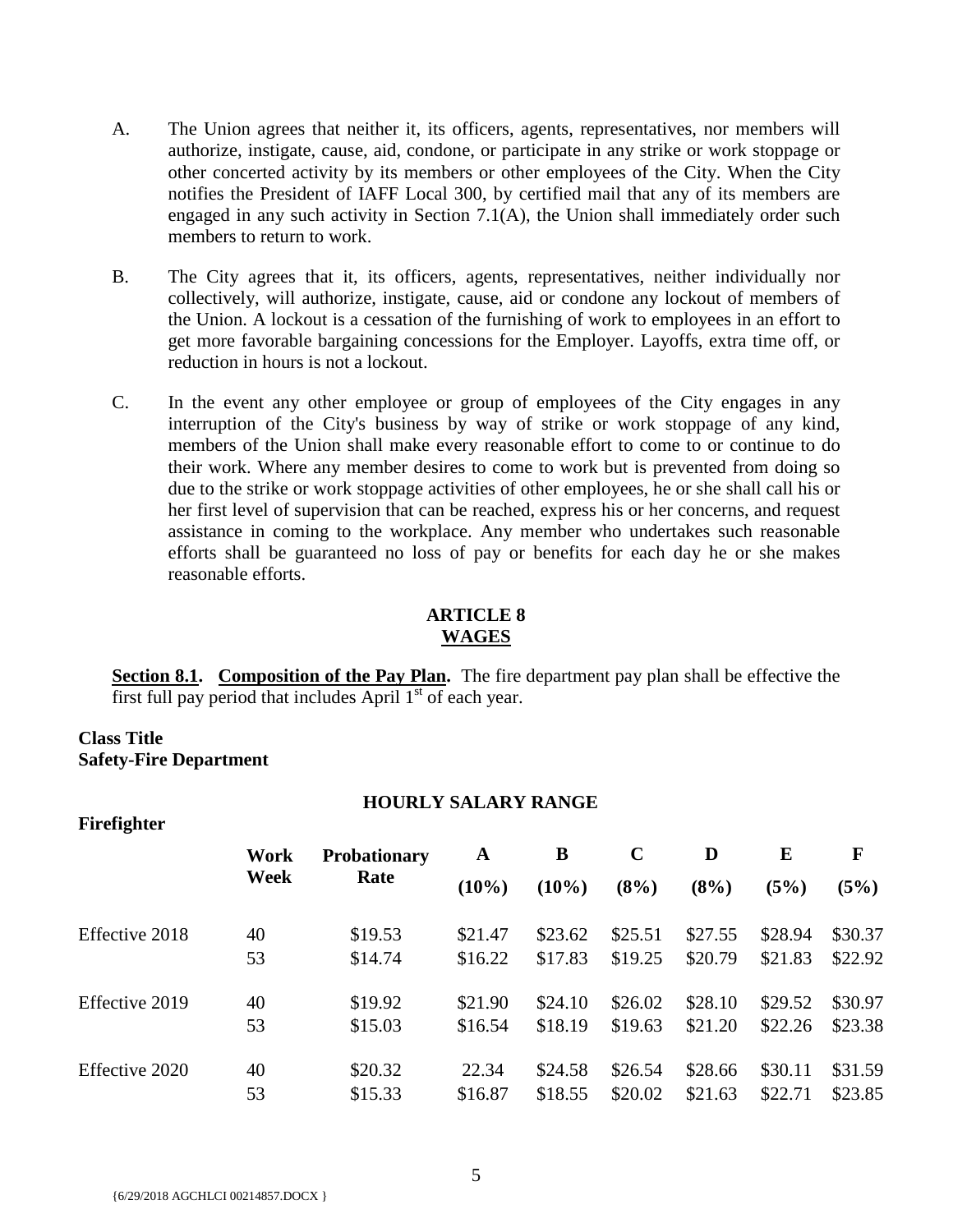A. The Union agrees that neither it, its officers, agents, representatives, nor members will authorize, instigate, cause, aid, condone, or participate in any strike or work stoppage or other concerted activity by its members or other employees of the City. When the City notifies the President of IAFF Local 300, by certified mail that any of its members are engaged in any such activity in Section 7.1(A), the Union shall immediately order such members to return to work.

B. The City agrees that it, its officers, agents, representatives, neither individually nor collectively, will authorize, instigate, cause, aid or condone any lockout of members of the Union. A lockout is a cessation of the furnishing of work to employees in an effort to get more favorable bargaining concessions for the Employer. Layoffs, extra time off, or reduction in hours is not a lockout.

C. In the event any other employee or group of employees of the City engages in any interruption of the City's business by way of strike or work stoppage of any kind, members of the Union shall make every reasonable effort to come to or continue to do their work. Where any member desires to come to work but is prevented from doing so due to the strike or work stoppage activities of other employees, he or she shall call his or her first level of supervision that can be reached, express his or her concerns, and request assistance in coming to the workplace. Any member who undertakes such reasonable efforts shall be guaranteed no loss of pay or benefits for each day he or she makes reasonable efforts.

## ARTICLE 8
## WAGES

**Section 8.1. Composition of the Pay Plan.** The fire department pay plan shall be effective the first full pay period that includes April 1st of each year.

**Class Title**
**Safety-Fire Department**

**HOURLY SALARY RANGE**

**Firefighter**

| | Work Week | Probationary Rate | A (10%) | B (10%) | C (8%) | D (8%) | E (5%) | F (5%) |
|---|---|---|---|---|---|---|---|---|
| Effective 2018 | 40 | $19.53 | $21.47 | $23.62 | $25.51 | $27.55 | $28.94 | $30.37 |
| | 53 | $14.74 | $16.22 | $17.83 | $19.25 | $20.79 | $21.83 | $22.92 |
| Effective 2019 | 40 | $19.92 | $21.90 | $24.10 | $26.02 | $28.10 | $29.52 | $30.97 |
| | 53 | $15.03 | $16.54 | $18.19 | $19.63 | $21.20 | $22.26 | $23.38 |
| Effective 2020 | 40 | $20.32 | 22.34 | $24.58 | $26.54 | $28.66 | $30.11 | $31.59 |
| | 53 | $15.33 | $16.87 | $18.55 | $20.02 | $21.63 | $22.71 | $23.85 |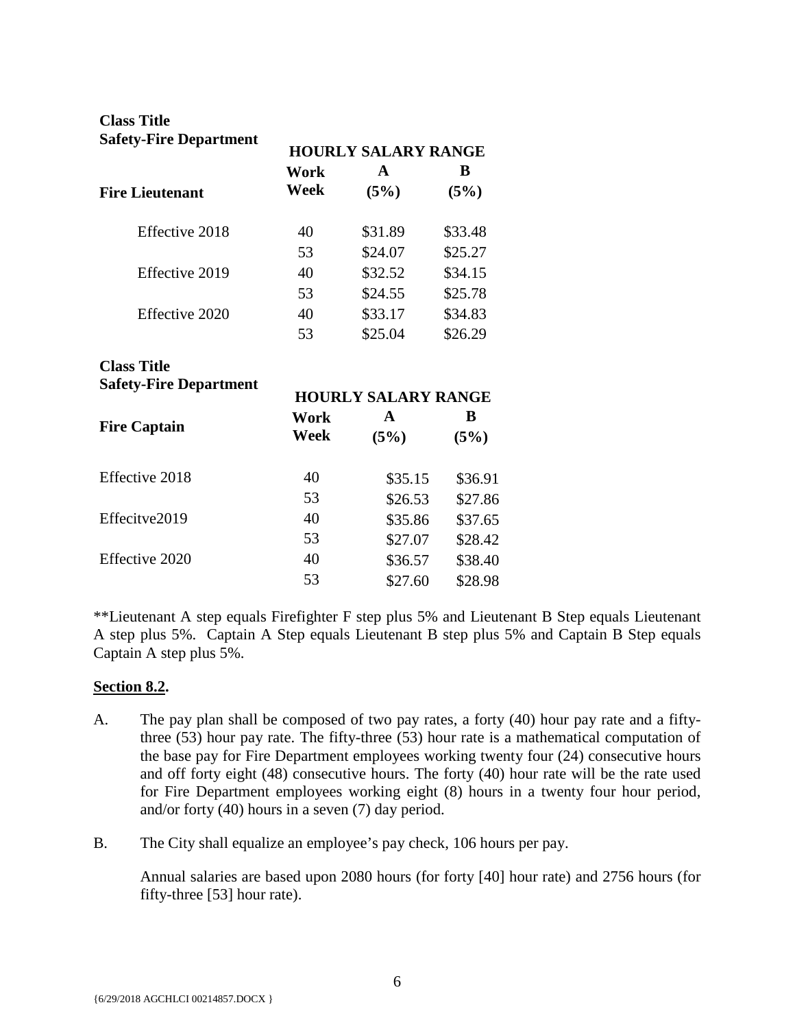**Class Title**
**Safety-Fire Department**

| **Fire Lieutenant** | **HOURLY SALARY RANGE** | | |
|---|---|---|---|
| | **Work Week** | **A (5%)** | **B (5%)** |
| Effective 2018 | 40 | $31.89 | $33.48 |
| | 53 | $24.07 | $25.27 |
| Effective 2019 | 40 | $32.52 | $34.15 |
| | 53 | $24.55 | $25.78 |
| Effective 2020 | 40 | $33.17 | $34.83 |
| | 53 | $25.04 | $26.29 |

**Class Title**
**Safety-Fire Department**

| **Fire Captain** | **HOURLY SALARY RANGE** | | |
|---|---|---|---|
| | **Work Week** | **A (5%)** | **B (5%)** |
| Effective 2018 | 40 | $35.15 | $36.91 |
| | 53 | $26.53 | $27.86 |
| Effecitve2019 | 40 | $35.86 | $37.65 |
| | 53 | $27.07 | $28.42 |
| Effective 2020 | 40 | $36.57 | $38.40 |
| | 53 | $27.60 | $28.98 |

**Lieutenant A step equals Firefighter F step plus 5% and Lieutenant B Step equals Lieutenant A step plus 5%. Captain A Step equals Lieutenant B step plus 5% and Captain B Step equals Captain A step plus 5%.

**Section 8.2.**

A. The pay plan shall be composed of two pay rates, a forty (40) hour pay rate and a fifty-three (53) hour pay rate. The fifty-three (53) hour rate is a mathematical computation of the base pay for Fire Department employees working twenty four (24) consecutive hours and off forty eight (48) consecutive hours. The forty (40) hour rate will be the rate used for Fire Department employees working eight (8) hours in a twenty four hour period, and/or forty (40) hours in a seven (7) day period.

B. The City shall equalize an employee's pay check, 106 hours per pay.

Annual salaries are based upon 2080 hours (for forty [40] hour rate) and 2756 hours (for fifty-three [53] hour rate).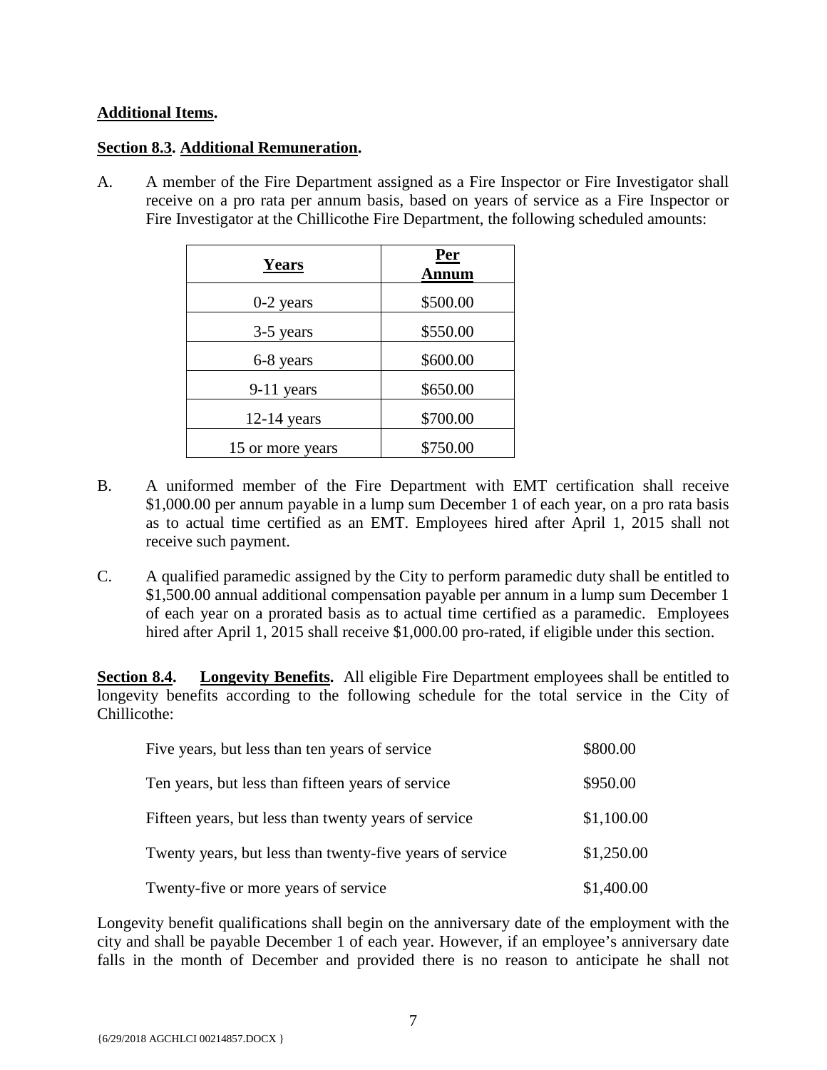**Additional Items.**

**Section 8.3. Additional Remuneration.**

A. A member of the Fire Department assigned as a Fire Inspector or Fire Investigator shall receive on a pro rata per annum basis, based on years of service as a Fire Inspector or Fire Investigator at the Chillicothe Fire Department, the following scheduled amounts:

| Years | Per Annum |
|---|---|
| 0-2 years | $500.00 |
| 3-5 years | $550.00 |
| 6-8 years | $600.00 |
| 9-11 years | $650.00 |
| 12-14 years | $700.00 |
| 15 or more years | $750.00 |

B. A uniformed member of the Fire Department with EMT certification shall receive $1,000.00 per annum payable in a lump sum December 1 of each year, on a pro rata basis as to actual time certified as an EMT. Employees hired after April 1, 2015 shall not receive such payment.

C. A qualified paramedic assigned by the City to perform paramedic duty shall be entitled to $1,500.00 annual additional compensation payable per annum in a lump sum December 1 of each year on a prorated basis as to actual time certified as a paramedic. Employees hired after April 1, 2015 shall receive $1,000.00 pro-rated, if eligible under this section.

**Section 8.4. Longevity Benefits.** All eligible Fire Department employees shall be entitled to longevity benefits according to the following schedule for the total service in the City of Chillicothe:

| | |
|---|---|
| Five years, but less than ten years of service | $800.00 |
| Ten years, but less than fifteen years of service | $950.00 |
| Fifteen years, but less than twenty years of service | $1,100.00 |
| Twenty years, but less than twenty-five years of service | $1,250.00 |
| Twenty-five or more years of service | $1,400.00 |

Longevity benefit qualifications shall begin on the anniversary date of the employment with the city and shall be payable December 1 of each year. However, if an employee's anniversary date falls in the month of December and provided there is no reason to anticipate he shall not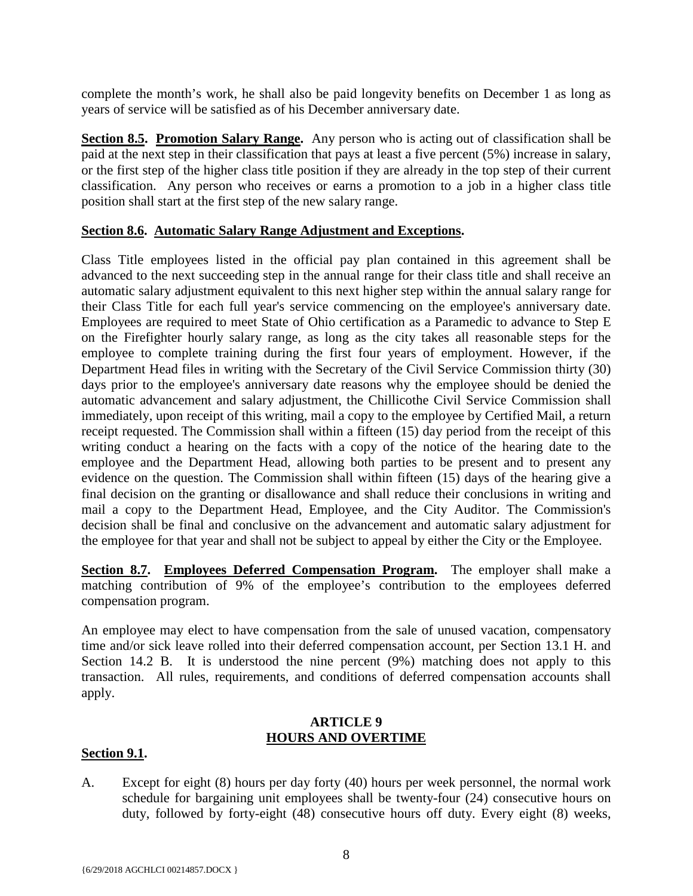complete the month's work, he shall also be paid longevity benefits on December 1 as long as years of service will be satisfied as of his December anniversary date.

**Section 8.5. Promotion Salary Range.** Any person who is acting out of classification shall be paid at the next step in their classification that pays at least a five percent (5%) increase in salary, or the first step of the higher class title position if they are already in the top step of their current classification. Any person who receives or earns a promotion to a job in a higher class title position shall start at the first step of the new salary range.

**Section 8.6. Automatic Salary Range Adjustment and Exceptions.**

Class Title employees listed in the official pay plan contained in this agreement shall be advanced to the next succeeding step in the annual range for their class title and shall receive an automatic salary adjustment equivalent to this next higher step within the annual salary range for their Class Title for each full year's service commencing on the employee's anniversary date. Employees are required to meet State of Ohio certification as a Paramedic to advance to Step E on the Firefighter hourly salary range, as long as the city takes all reasonable steps for the employee to complete training during the first four years of employment. However, if the Department Head files in writing with the Secretary of the Civil Service Commission thirty (30) days prior to the employee's anniversary date reasons why the employee should be denied the automatic advancement and salary adjustment, the Chillicothe Civil Service Commission shall immediately, upon receipt of this writing, mail a copy to the employee by Certified Mail, a return receipt requested. The Commission shall within a fifteen (15) day period from the receipt of this writing conduct a hearing on the facts with a copy of the notice of the hearing date to the employee and the Department Head, allowing both parties to be present and to present any evidence on the question. The Commission shall within fifteen (15) days of the hearing give a final decision on the granting or disallowance and shall reduce their conclusions in writing and mail a copy to the Department Head, Employee, and the City Auditor. The Commission's decision shall be final and conclusive on the advancement and automatic salary adjustment for the employee for that year and shall not be subject to appeal by either the City or the Employee.

**Section 8.7. Employees Deferred Compensation Program.** The employer shall make a matching contribution of 9% of the employee's contribution to the employees deferred compensation program.

An employee may elect to have compensation from the sale of unused vacation, compensatory time and/or sick leave rolled into their deferred compensation account, per Section 13.1 H. and Section 14.2 B. It is understood the nine percent (9%) matching does not apply to this transaction. All rules, requirements, and conditions of deferred compensation accounts shall apply.

## ARTICLE 9
## HOURS AND OVERTIME

**Section 9.1.**

A. Except for eight (8) hours per day forty (40) hours per week personnel, the normal work schedule for bargaining unit employees shall be twenty-four (24) consecutive hours on duty, followed by forty-eight (48) consecutive hours off duty. Every eight (8) weeks,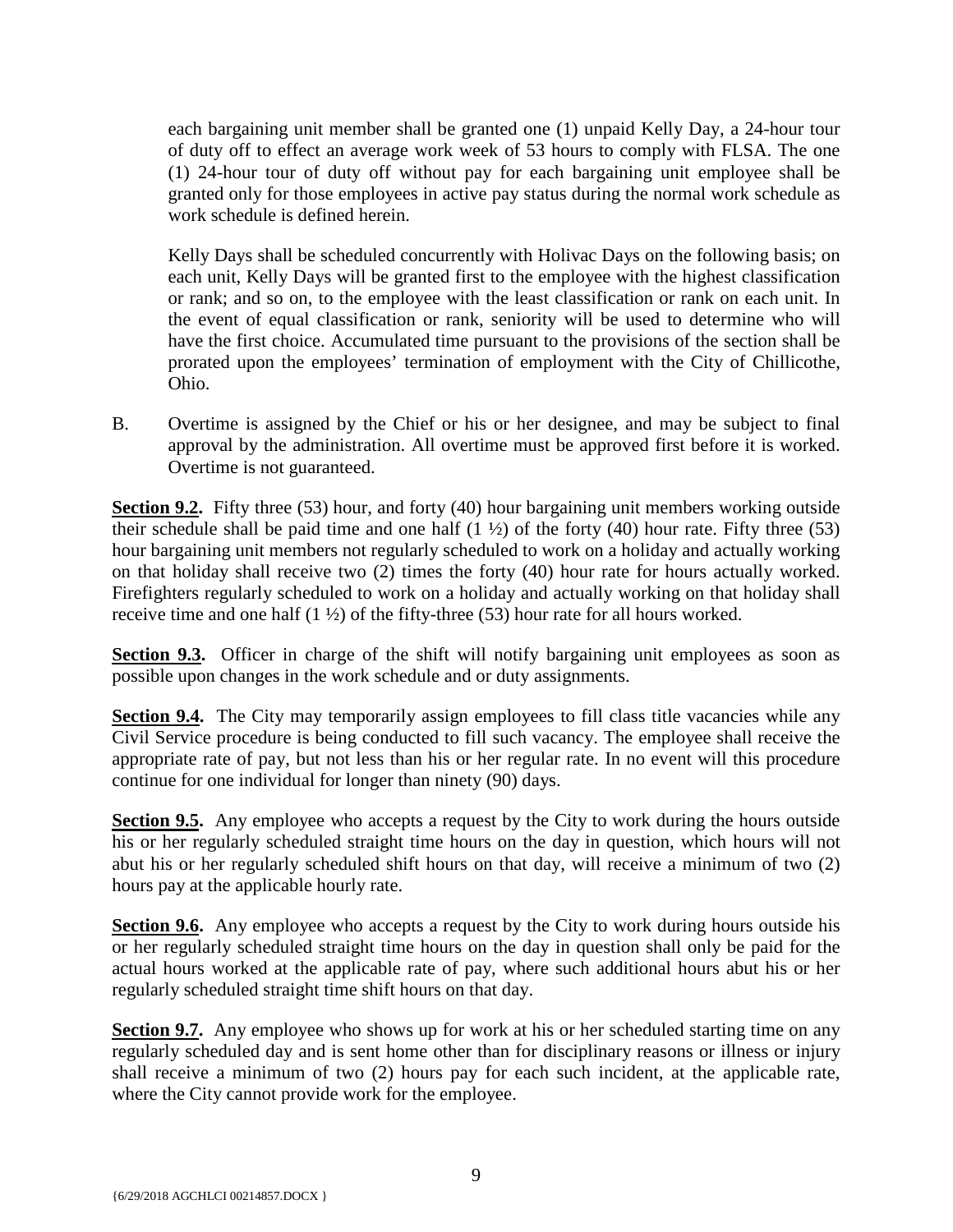each bargaining unit member shall be granted one (1) unpaid Kelly Day, a 24-hour tour of duty off to effect an average work week of 53 hours to comply with FLSA. The one (1) 24-hour tour of duty off without pay for each bargaining unit employee shall be granted only for those employees in active pay status during the normal work schedule as work schedule is defined herein.

Kelly Days shall be scheduled concurrently with Holivac Days on the following basis; on each unit, Kelly Days will be granted first to the employee with the highest classification or rank; and so on, to the employee with the least classification or rank on each unit. In the event of equal classification or rank, seniority will be used to determine who will have the first choice. Accumulated time pursuant to the provisions of the section shall be prorated upon the employees' termination of employment with the City of Chillicothe, Ohio.

B. Overtime is assigned by the Chief or his or her designee, and may be subject to final approval by the administration. All overtime must be approved first before it is worked. Overtime is not guaranteed.

**Section 9.2.** Fifty three (53) hour, and forty (40) hour bargaining unit members working outside their schedule shall be paid time and one half (1 ½) of the forty (40) hour rate. Fifty three (53) hour bargaining unit members not regularly scheduled to work on a holiday and actually working on that holiday shall receive two (2) times the forty (40) hour rate for hours actually worked. Firefighters regularly scheduled to work on a holiday and actually working on that holiday shall receive time and one half (1 ½) of the fifty-three (53) hour rate for all hours worked.

**Section 9.3.** Officer in charge of the shift will notify bargaining unit employees as soon as possible upon changes in the work schedule and or duty assignments.

**Section 9.4.** The City may temporarily assign employees to fill class title vacancies while any Civil Service procedure is being conducted to fill such vacancy. The employee shall receive the appropriate rate of pay, but not less than his or her regular rate. In no event will this procedure continue for one individual for longer than ninety (90) days.

**Section 9.5.** Any employee who accepts a request by the City to work during the hours outside his or her regularly scheduled straight time hours on the day in question, which hours will not abut his or her regularly scheduled shift hours on that day, will receive a minimum of two (2) hours pay at the applicable hourly rate.

**Section 9.6.** Any employee who accepts a request by the City to work during hours outside his or her regularly scheduled straight time hours on the day in question shall only be paid for the actual hours worked at the applicable rate of pay, where such additional hours abut his or her regularly scheduled straight time shift hours on that day.

**Section 9.7.** Any employee who shows up for work at his or her scheduled starting time on any regularly scheduled day and is sent home other than for disciplinary reasons or illness or injury shall receive a minimum of two (2) hours pay for each such incident, at the applicable rate, where the City cannot provide work for the employee.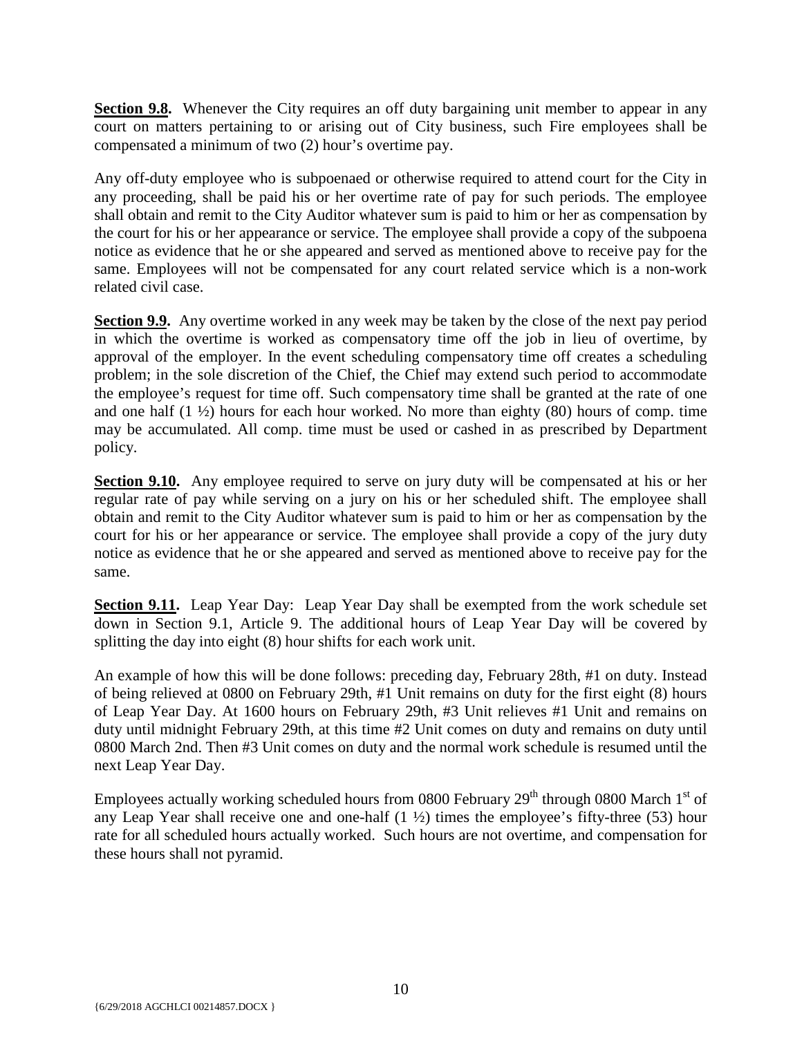**Section 9.8.** Whenever the City requires an off duty bargaining unit member to appear in any court on matters pertaining to or arising out of City business, such Fire employees shall be compensated a minimum of two (2) hour's overtime pay.

Any off-duty employee who is subpoenaed or otherwise required to attend court for the City in any proceeding, shall be paid his or her overtime rate of pay for such periods. The employee shall obtain and remit to the City Auditor whatever sum is paid to him or her as compensation by the court for his or her appearance or service. The employee shall provide a copy of the subpoena notice as evidence that he or she appeared and served as mentioned above to receive pay for the same. Employees will not be compensated for any court related service which is a non-work related civil case.

**Section 9.9.** Any overtime worked in any week may be taken by the close of the next pay period in which the overtime is worked as compensatory time off the job in lieu of overtime, by approval of the employer. In the event scheduling compensatory time off creates a scheduling problem; in the sole discretion of the Chief, the Chief may extend such period to accommodate the employee's request for time off. Such compensatory time shall be granted at the rate of one and one half (1 ½) hours for each hour worked. No more than eighty (80) hours of comp. time may be accumulated. All comp. time must be used or cashed in as prescribed by Department policy.

**Section 9.10.** Any employee required to serve on jury duty will be compensated at his or her regular rate of pay while serving on a jury on his or her scheduled shift. The employee shall obtain and remit to the City Auditor whatever sum is paid to him or her as compensation by the court for his or her appearance or service. The employee shall provide a copy of the jury duty notice as evidence that he or she appeared and served as mentioned above to receive pay for the same.

**Section 9.11.** Leap Year Day: Leap Year Day shall be exempted from the work schedule set down in Section 9.1, Article 9. The additional hours of Leap Year Day will be covered by splitting the day into eight (8) hour shifts for each work unit.

An example of how this will be done follows: preceding day, February 28th, #1 on duty. Instead of being relieved at 0800 on February 29th, #1 Unit remains on duty for the first eight (8) hours of Leap Year Day. At 1600 hours on February 29th, #3 Unit relieves #1 Unit and remains on duty until midnight February 29th, at this time #2 Unit comes on duty and remains on duty until 0800 March 2nd. Then #3 Unit comes on duty and the normal work schedule is resumed until the next Leap Year Day.

Employees actually working scheduled hours from 0800 February 29th through 0800 March 1st of any Leap Year shall receive one and one-half (1 ½) times the employee's fifty-three (53) hour rate for all scheduled hours actually worked. Such hours are not overtime, and compensation for these hours shall not pyramid.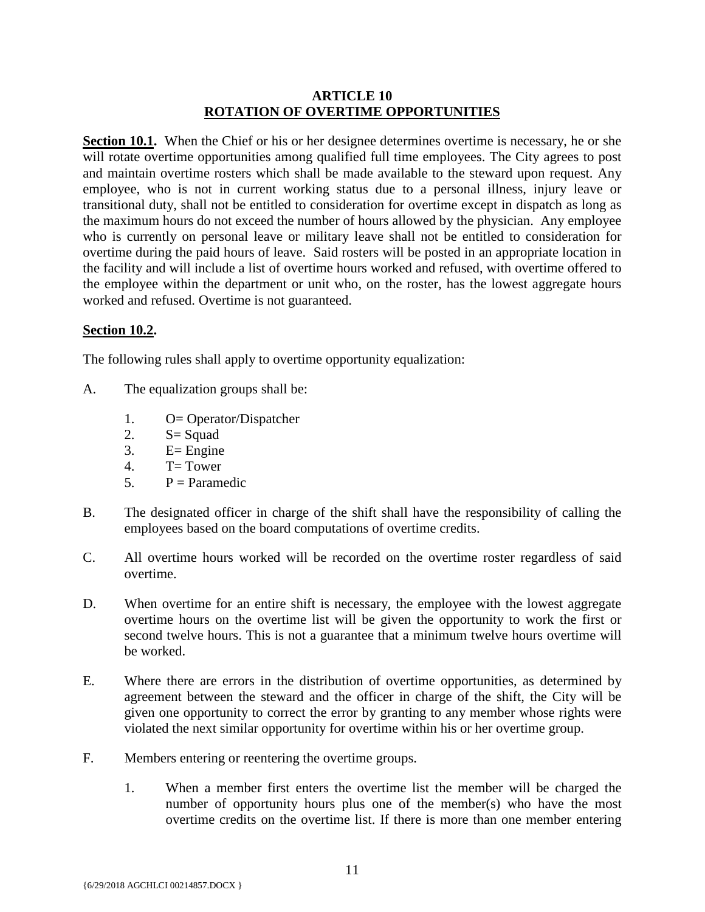## ARTICLE 10
## ROTATION OF OVERTIME OPPORTUNITIES

**Section 10.1.** When the Chief or his or her designee determines overtime is necessary, he or she will rotate overtime opportunities among qualified full time employees. The City agrees to post and maintain overtime rosters which shall be made available to the steward upon request. Any employee, who is not in current working status due to a personal illness, injury leave or transitional duty, shall not be entitled to consideration for overtime except in dispatch as long as the maximum hours do not exceed the number of hours allowed by the physician. Any employee who is currently on personal leave or military leave shall not be entitled to consideration for overtime during the paid hours of leave. Said rosters will be posted in an appropriate location in the facility and will include a list of overtime hours worked and refused, with overtime offered to the employee within the department or unit who, on the roster, has the lowest aggregate hours worked and refused. Overtime is not guaranteed.

**Section 10.2.**

The following rules shall apply to overtime opportunity equalization:

A. The equalization groups shall be:

1. O= Operator/Dispatcher
2. S= Squad
3. E= Engine
4. T= Tower
5. P = Paramedic

B. The designated officer in charge of the shift shall have the responsibility of calling the employees based on the board computations of overtime credits.

C. All overtime hours worked will be recorded on the overtime roster regardless of said overtime.

D. When overtime for an entire shift is necessary, the employee with the lowest aggregate overtime hours on the overtime list will be given the opportunity to work the first or second twelve hours. This is not a guarantee that a minimum twelve hours overtime will be worked.

E. Where there are errors in the distribution of overtime opportunities, as determined by agreement between the steward and the officer in charge of the shift, the City will be given one opportunity to correct the error by granting to any member whose rights were violated the next similar opportunity for overtime within his or her overtime group.

F. Members entering or reentering the overtime groups.

1. When a member first enters the overtime list the member will be charged the number of opportunity hours plus one of the member(s) who have the most overtime credits on the overtime list. If there is more than one member entering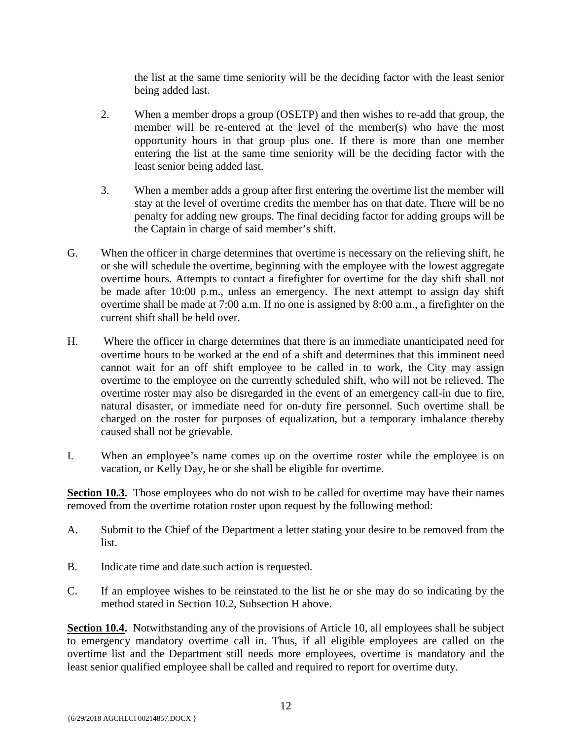the list at the same time seniority will be the deciding factor with the least senior being added last.

2. When a member drops a group (OSETP) and then wishes to re-add that group, the member will be re-entered at the level of the member(s) who have the most opportunity hours in that group plus one. If there is more than one member entering the list at the same time seniority will be the deciding factor with the least senior being added last.

3. When a member adds a group after first entering the overtime list the member will stay at the level of overtime credits the member has on that date. There will be no penalty for adding new groups. The final deciding factor for adding groups will be the Captain in charge of said member's shift.

G. When the officer in charge determines that overtime is necessary on the relieving shift, he or she will schedule the overtime, beginning with the employee with the lowest aggregate overtime hours. Attempts to contact a firefighter for overtime for the day shift shall not be made after 10:00 p.m., unless an emergency. The next attempt to assign day shift overtime shall be made at 7:00 a.m. If no one is assigned by 8:00 a.m., a firefighter on the current shift shall be held over.

H. Where the officer in charge determines that there is an immediate unanticipated need for overtime hours to be worked at the end of a shift and determines that this imminent need cannot wait for an off shift employee to be called in to work, the City may assign overtime to the employee on the currently scheduled shift, who will not be relieved. The overtime roster may also be disregarded in the event of an emergency call-in due to fire, natural disaster, or immediate need for on-duty fire personnel. Such overtime shall be charged on the roster for purposes of equalization, but a temporary imbalance thereby caused shall not be grievable.

I. When an employee's name comes up on the overtime roster while the employee is on vacation, or Kelly Day, he or she shall be eligible for overtime.

**Section 10.3.** Those employees who do not wish to be called for overtime may have their names removed from the overtime rotation roster upon request by the following method:

A. Submit to the Chief of the Department a letter stating your desire to be removed from the list.

B. Indicate time and date such action is requested.

C. If an employee wishes to be reinstated to the list he or she may do so indicating by the method stated in Section 10.2, Subsection H above.

**Section 10.4.** Notwithstanding any of the provisions of Article 10, all employees shall be subject to emergency mandatory overtime call in. Thus, if all eligible employees are called on the overtime list and the Department still needs more employees, overtime is mandatory and the least senior qualified employee shall be called and required to report for overtime duty.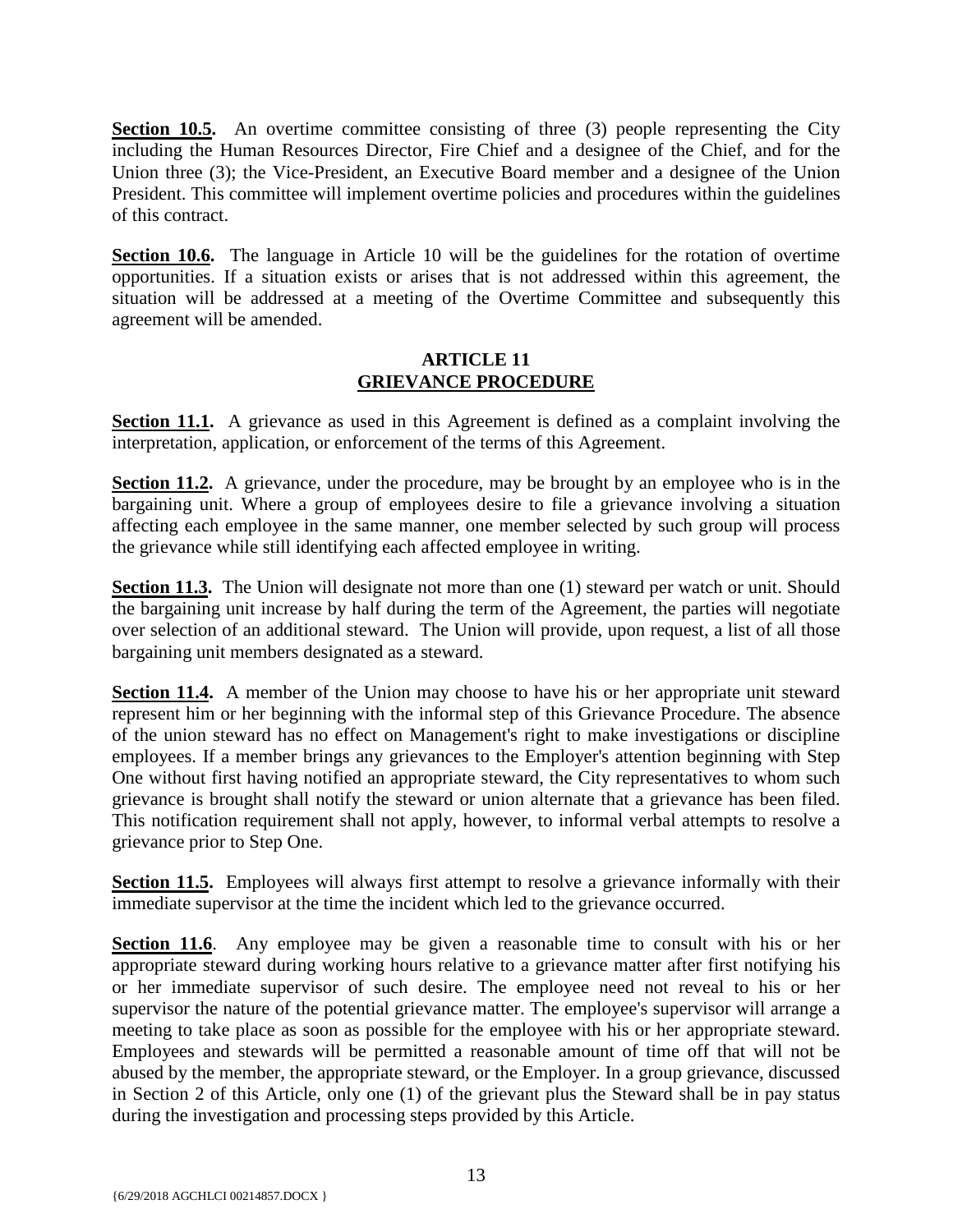**Section 10.5.** An overtime committee consisting of three (3) people representing the City including the Human Resources Director, Fire Chief and a designee of the Chief, and for the Union three (3); the Vice-President, an Executive Board member and a designee of the Union President. This committee will implement overtime policies and procedures within the guidelines of this contract.

**Section 10.6.** The language in Article 10 will be the guidelines for the rotation of overtime opportunities. If a situation exists or arises that is not addressed within this agreement, the situation will be addressed at a meeting of the Overtime Committee and subsequently this agreement will be amended.

## ARTICLE 11
## GRIEVANCE PROCEDURE

**Section 11.1.** A grievance as used in this Agreement is defined as a complaint involving the interpretation, application, or enforcement of the terms of this Agreement.

**Section 11.2.** A grievance, under the procedure, may be brought by an employee who is in the bargaining unit. Where a group of employees desire to file a grievance involving a situation affecting each employee in the same manner, one member selected by such group will process the grievance while still identifying each affected employee in writing.

**Section 11.3.** The Union will designate not more than one (1) steward per watch or unit. Should the bargaining unit increase by half during the term of the Agreement, the parties will negotiate over selection of an additional steward. The Union will provide, upon request, a list of all those bargaining unit members designated as a steward.

**Section 11.4.** A member of the Union may choose to have his or her appropriate unit steward represent him or her beginning with the informal step of this Grievance Procedure. The absence of the union steward has no effect on Management's right to make investigations or discipline employees. If a member brings any grievances to the Employer's attention beginning with Step One without first having notified an appropriate steward, the City representatives to whom such grievance is brought shall notify the steward or union alternate that a grievance has been filed. This notification requirement shall not apply, however, to informal verbal attempts to resolve a grievance prior to Step One.

**Section 11.5.** Employees will always first attempt to resolve a grievance informally with their immediate supervisor at the time the incident which led to the grievance occurred.

**Section 11.6**. Any employee may be given a reasonable time to consult with his or her appropriate steward during working hours relative to a grievance matter after first notifying his or her immediate supervisor of such desire. The employee need not reveal to his or her supervisor the nature of the potential grievance matter. The employee's supervisor will arrange a meeting to take place as soon as possible for the employee with his or her appropriate steward. Employees and stewards will be permitted a reasonable amount of time off that will not be abused by the member, the appropriate steward, or the Employer. In a group grievance, discussed in Section 2 of this Article, only one (1) of the grievant plus the Steward shall be in pay status during the investigation and processing steps provided by this Article.

{6/29/2018 AGCHLCI 00214857.DOCX }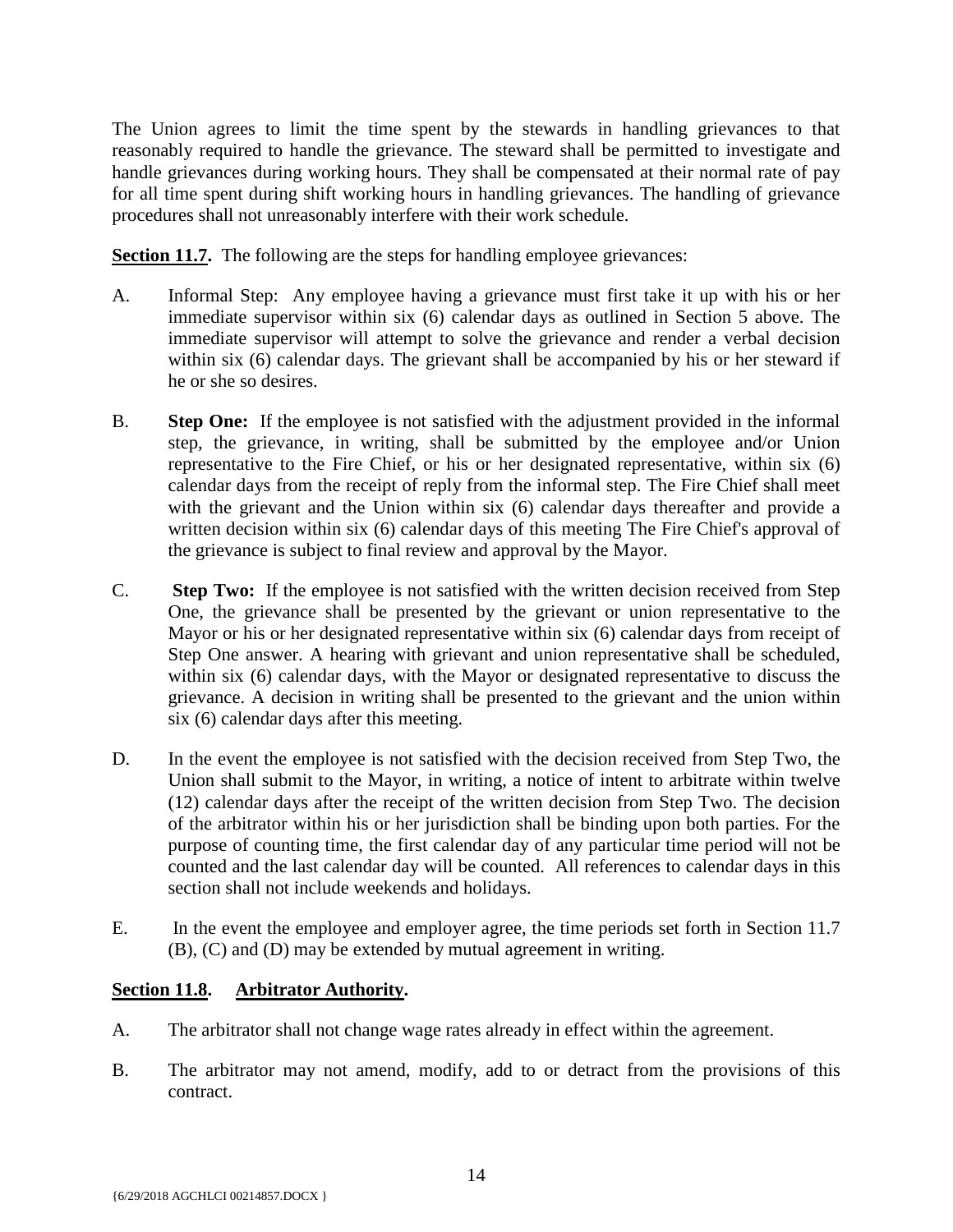The Union agrees to limit the time spent by the stewards in handling grievances to that reasonably required to handle the grievance. The steward shall be permitted to investigate and handle grievances during working hours. They shall be compensated at their normal rate of pay for all time spent during shift working hours in handling grievances. The handling of grievance procedures shall not unreasonably interfere with their work schedule.

**Section 11.7.** The following are the steps for handling employee grievances:

A. Informal Step: Any employee having a grievance must first take it up with his or her immediate supervisor within six (6) calendar days as outlined in Section 5 above. The immediate supervisor will attempt to solve the grievance and render a verbal decision within six (6) calendar days. The grievant shall be accompanied by his or her steward if he or she so desires.

B. **Step One:** If the employee is not satisfied with the adjustment provided in the informal step, the grievance, in writing, shall be submitted by the employee and/or Union representative to the Fire Chief, or his or her designated representative, within six (6) calendar days from the receipt of reply from the informal step. The Fire Chief shall meet with the grievant and the Union within six (6) calendar days thereafter and provide a written decision within six (6) calendar days of this meeting The Fire Chief's approval of the grievance is subject to final review and approval by the Mayor.

C. **Step Two:** If the employee is not satisfied with the written decision received from Step One, the grievance shall be presented by the grievant or union representative to the Mayor or his or her designated representative within six (6) calendar days from receipt of Step One answer. A hearing with grievant and union representative shall be scheduled, within six (6) calendar days, with the Mayor or designated representative to discuss the grievance. A decision in writing shall be presented to the grievant and the union within six (6) calendar days after this meeting.

D. In the event the employee is not satisfied with the decision received from Step Two, the Union shall submit to the Mayor, in writing, a notice of intent to arbitrate within twelve (12) calendar days after the receipt of the written decision from Step Two. The decision of the arbitrator within his or her jurisdiction shall be binding upon both parties. For the purpose of counting time, the first calendar day of any particular time period will not be counted and the last calendar day will be counted. All references to calendar days in this section shall not include weekends and holidays.

E. In the event the employee and employer agree, the time periods set forth in Section 11.7 (B), (C) and (D) may be extended by mutual agreement in writing.

**Section 11.8. Arbitrator Authority.**

A. The arbitrator shall not change wage rates already in effect within the agreement.

B. The arbitrator may not amend, modify, add to or detract from the provisions of this contract.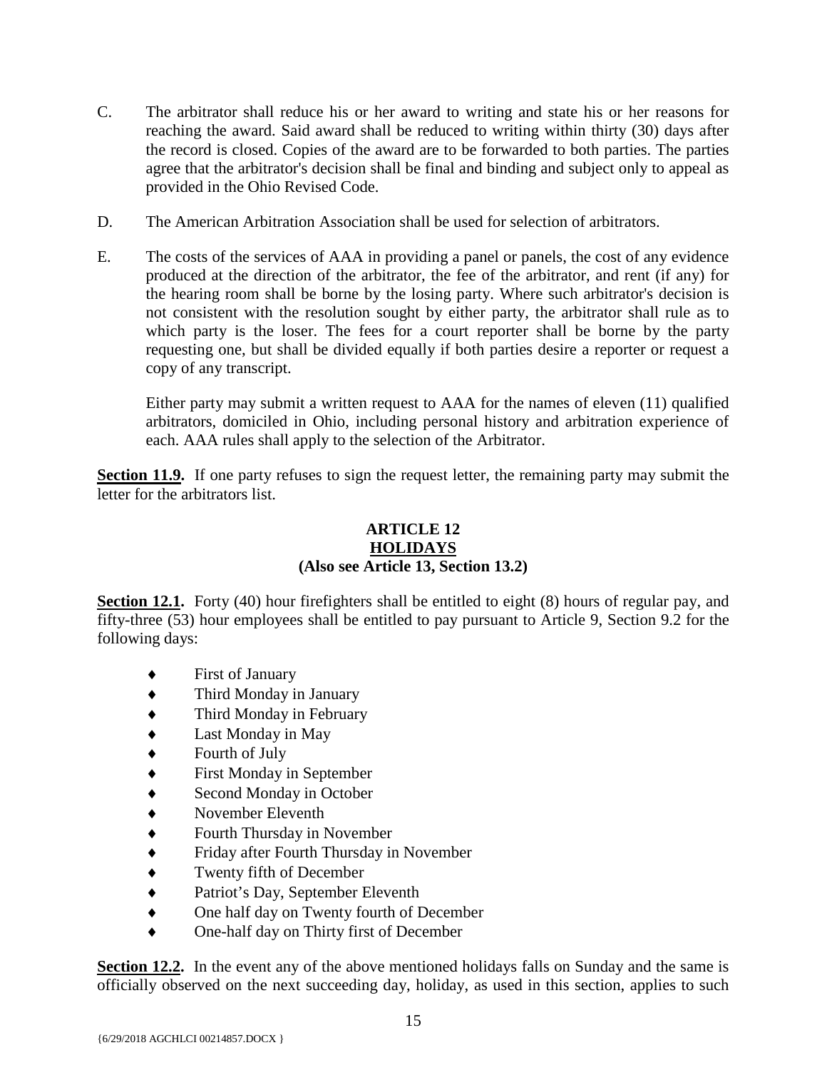C. The arbitrator shall reduce his or her award to writing and state his or her reasons for reaching the award. Said award shall be reduced to writing within thirty (30) days after the record is closed. Copies of the award are to be forwarded to both parties. The parties agree that the arbitrator's decision shall be final and binding and subject only to appeal as provided in the Ohio Revised Code.

D. The American Arbitration Association shall be used for selection of arbitrators.

E. The costs of the services of AAA in providing a panel or panels, the cost of any evidence produced at the direction of the arbitrator, the fee of the arbitrator, and rent (if any) for the hearing room shall be borne by the losing party. Where such arbitrator's decision is not consistent with the resolution sought by either party, the arbitrator shall rule as to which party is the loser. The fees for a court reporter shall be borne by the party requesting one, but shall be divided equally if both parties desire a reporter or request a copy of any transcript.

Either party may submit a written request to AAA for the names of eleven (11) qualified arbitrators, domiciled in Ohio, including personal history and arbitration experience of each. AAA rules shall apply to the selection of the Arbitrator.

**Section 11.9.** If one party refuses to sign the request letter, the remaining party may submit the letter for the arbitrators list.

## ARTICLE 12
## HOLIDAYS
### (Also see Article 13, Section 13.2)

**Section 12.1.** Forty (40) hour firefighters shall be entitled to eight (8) hours of regular pay, and fifty-three (53) hour employees shall be entitled to pay pursuant to Article 9, Section 9.2 for the following days:

- First of January
- Third Monday in January
- Third Monday in February
- Last Monday in May
- Fourth of July
- First Monday in September
- Second Monday in October
- November Eleventh
- Fourth Thursday in November
- Friday after Fourth Thursday in November
- Twenty fifth of December
- Patriot's Day, September Eleventh
- One half day on Twenty fourth of December
- One-half day on Thirty first of December

**Section 12.2.** In the event any of the above mentioned holidays falls on Sunday and the same is officially observed on the next succeeding day, holiday, as used in this section, applies to such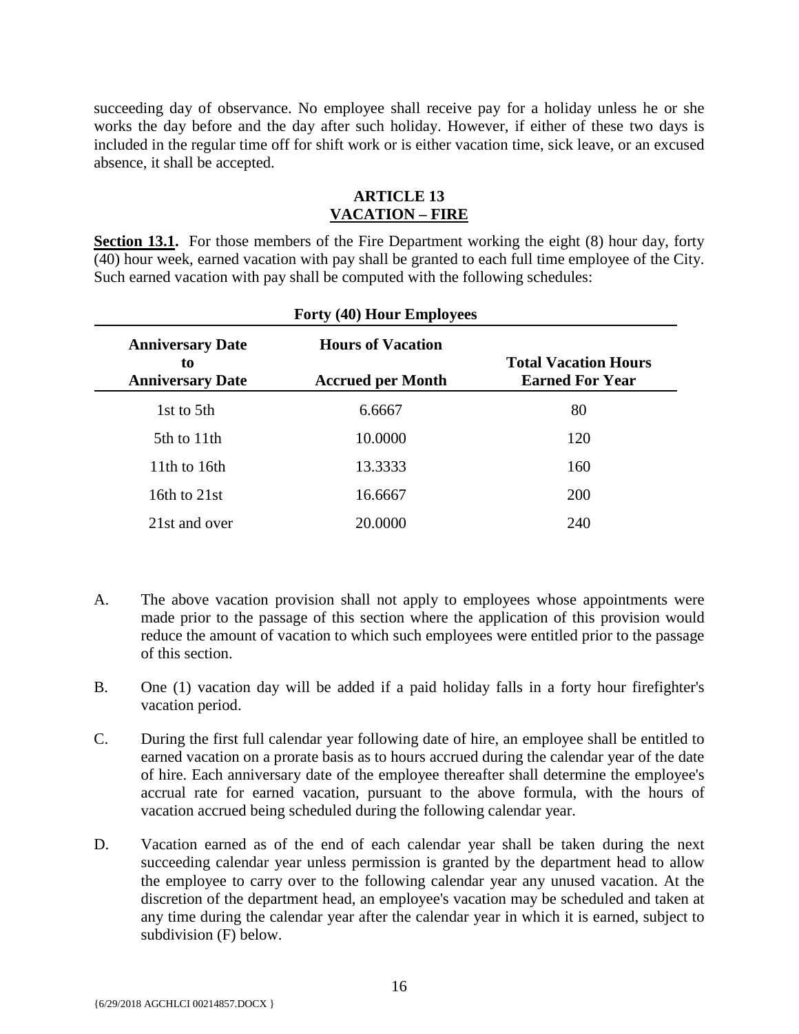succeeding day of observance. No employee shall receive pay for a holiday unless he or she works the day before and the day after such holiday. However, if either of these two days is included in the regular time off for shift work or is either vacation time, sick leave, or an excused absence, it shall be accepted.

## ARTICLE 13
## VACATION – FIRE

**Section 13.1.** For those members of the Fire Department working the eight (8) hour day, forty (40) hour week, earned vacation with pay shall be granted to each full time employee of the City. Such earned vacation with pay shall be computed with the following schedules:

**Forty (40) Hour Employees**

| Anniversary Date to Anniversary Date | Hours of Vacation Accrued per Month | Total Vacation Hours Earned For Year |
|---|---|---|
| 1st to 5th | 6.6667 | 80 |
| 5th to 11th | 10.0000 | 120 |
| 11th to 16th | 13.3333 | 160 |
| 16th to 21st | 16.6667 | 200 |
| 21st and over | 20.0000 | 240 |

A. The above vacation provision shall not apply to employees whose appointments were made prior to the passage of this section where the application of this provision would reduce the amount of vacation to which such employees were entitled prior to the passage of this section.

B. One (1) vacation day will be added if a paid holiday falls in a forty hour firefighter's vacation period.

C. During the first full calendar year following date of hire, an employee shall be entitled to earned vacation on a prorate basis as to hours accrued during the calendar year of the date of hire. Each anniversary date of the employee thereafter shall determine the employee's accrual rate for earned vacation, pursuant to the above formula, with the hours of vacation accrued being scheduled during the following calendar year.

D. Vacation earned as of the end of each calendar year shall be taken during the next succeeding calendar year unless permission is granted by the department head to allow the employee to carry over to the following calendar year any unused vacation. At the discretion of the department head, an employee's vacation may be scheduled and taken at any time during the calendar year after the calendar year in which it is earned, subject to subdivision (F) below.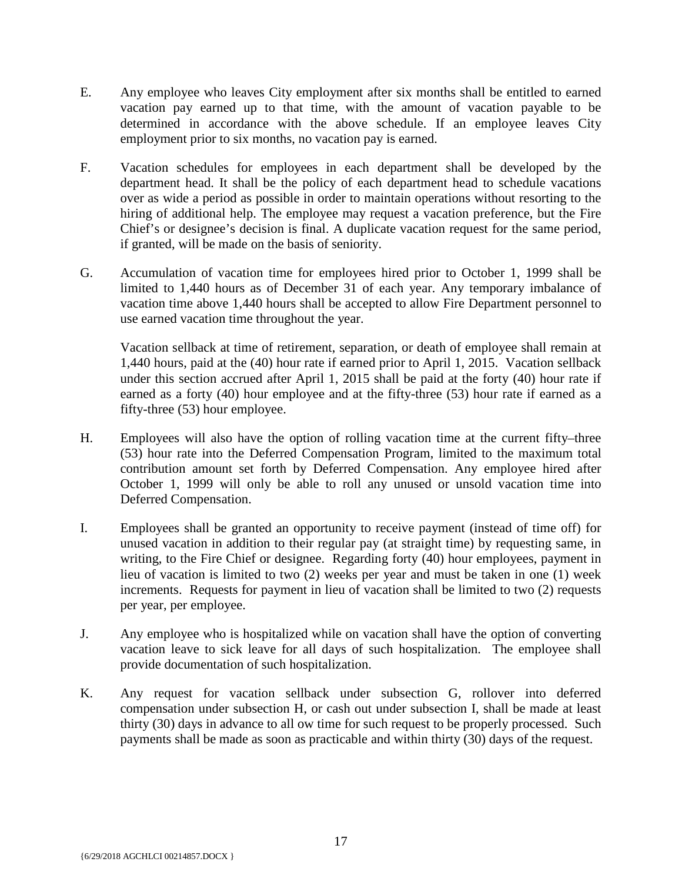E. Any employee who leaves City employment after six months shall be entitled to earned vacation pay earned up to that time, with the amount of vacation payable to be determined in accordance with the above schedule. If an employee leaves City employment prior to six months, no vacation pay is earned.

F. Vacation schedules for employees in each department shall be developed by the department head. It shall be the policy of each department head to schedule vacations over as wide a period as possible in order to maintain operations without resorting to the hiring of additional help. The employee may request a vacation preference, but the Fire Chief's or designee's decision is final. A duplicate vacation request for the same period, if granted, will be made on the basis of seniority.

G. Accumulation of vacation time for employees hired prior to October 1, 1999 shall be limited to 1,440 hours as of December 31 of each year. Any temporary imbalance of vacation time above 1,440 hours shall be accepted to allow Fire Department personnel to use earned vacation time throughout the year.

Vacation sellback at time of retirement, separation, or death of employee shall remain at 1,440 hours, paid at the (40) hour rate if earned prior to April 1, 2015. Vacation sellback under this section accrued after April 1, 2015 shall be paid at the forty (40) hour rate if earned as a forty (40) hour employee and at the fifty-three (53) hour rate if earned as a fifty-three (53) hour employee.

H. Employees will also have the option of rolling vacation time at the current fifty–three (53) hour rate into the Deferred Compensation Program, limited to the maximum total contribution amount set forth by Deferred Compensation. Any employee hired after October 1, 1999 will only be able to roll any unused or unsold vacation time into Deferred Compensation.

I. Employees shall be granted an opportunity to receive payment (instead of time off) for unused vacation in addition to their regular pay (at straight time) by requesting same, in writing, to the Fire Chief or designee. Regarding forty (40) hour employees, payment in lieu of vacation is limited to two (2) weeks per year and must be taken in one (1) week increments. Requests for payment in lieu of vacation shall be limited to two (2) requests per year, per employee.

J. Any employee who is hospitalized while on vacation shall have the option of converting vacation leave to sick leave for all days of such hospitalization. The employee shall provide documentation of such hospitalization.

K. Any request for vacation sellback under subsection G, rollover into deferred compensation under subsection H, or cash out under subsection I, shall be made at least thirty (30) days in advance to all ow time for such request to be properly processed. Such payments shall be made as soon as practicable and within thirty (30) days of the request.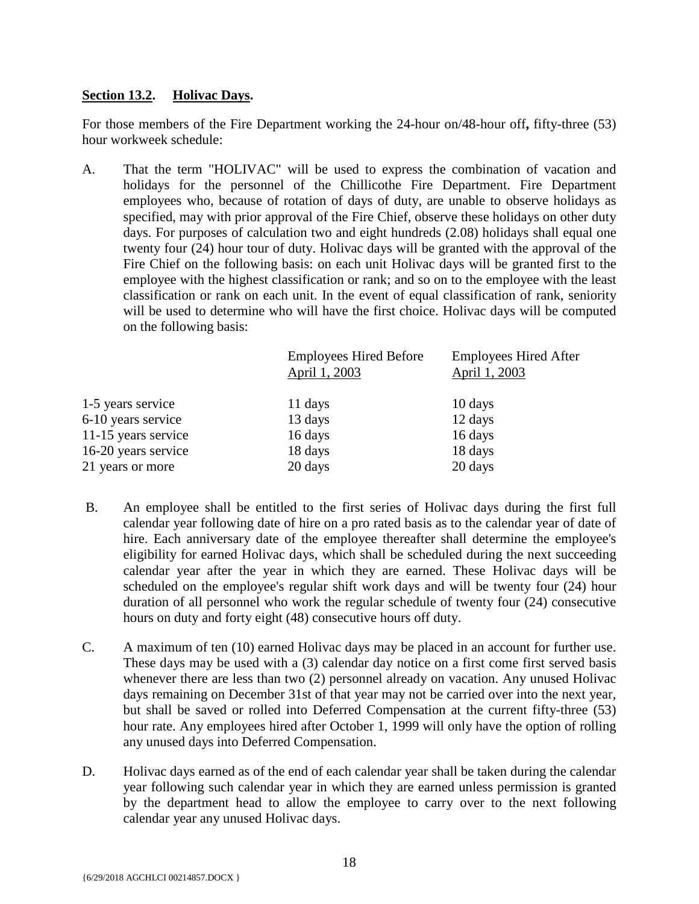**<u>Section 13.2</u>. <u>Holivac Days</u>.**

For those members of the Fire Department working the 24-hour on/48-hour off**,** fifty-three (53) hour workweek schedule:

A. That the term "HOLIVAC" will be used to express the combination of vacation and holidays for the personnel of the Chillicothe Fire Department. Fire Department employees who, because of rotation of days of duty, are unable to observe holidays as specified, may with prior approval of the Fire Chief, observe these holidays on other duty days. For purposes of calculation two and eight hundreds (2.08) holidays shall equal one twenty four (24) hour tour of duty. Holivac days will be granted with the approval of the Fire Chief on the following basis: on each unit Holivac days will be granted first to the employee with the highest classification or rank; and so on to the employee with the least classification or rank on each unit. In the event of equal classification of rank, seniority will be used to determine who will have the first choice. Holivac days will be computed on the following basis:

| | Employees Hired Before <u>April 1, 2003</u> | Employees Hired After <u>April 1, 2003</u> |
|---|---|---|
| 1-5 years service | 11 days | 10 days |
| 6-10 years service | 13 days | 12 days |
| 11-15 years service | 16 days | 16 days |
| 16-20 years service | 18 days | 18 days |
| 21 years or more | 20 days | 20 days |

B. An employee shall be entitled to the first series of Holivac days during the first full calendar year following date of hire on a pro rated basis as to the calendar year of date of hire. Each anniversary date of the employee thereafter shall determine the employee's eligibility for earned Holivac days, which shall be scheduled during the next succeeding calendar year after the year in which they are earned. These Holivac days will be scheduled on the employee's regular shift work days and will be twenty four (24) hour duration of all personnel who work the regular schedule of twenty four (24) consecutive hours on duty and forty eight (48) consecutive hours off duty.

C. A maximum of ten (10) earned Holivac days may be placed in an account for further use. These days may be used with a (3) calendar day notice on a first come first served basis whenever there are less than two (2) personnel already on vacation. Any unused Holivac days remaining on December 31st of that year may not be carried over into the next year, but shall be saved or rolled into Deferred Compensation at the current fifty-three (53) hour rate. Any employees hired after October 1, 1999 will only have the option of rolling any unused days into Deferred Compensation.

D. Holivac days earned as of the end of each calendar year shall be taken during the calendar year following such calendar year in which they are earned unless permission is granted by the department head to allow the employee to carry over to the next following calendar year any unused Holivac days.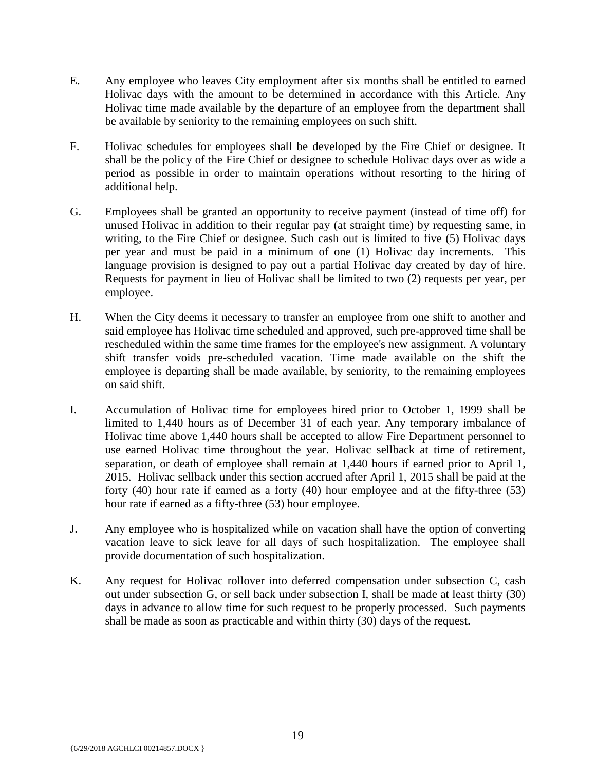E. Any employee who leaves City employment after six months shall be entitled to earned Holivac days with the amount to be determined in accordance with this Article. Any Holivac time made available by the departure of an employee from the department shall be available by seniority to the remaining employees on such shift.

F. Holivac schedules for employees shall be developed by the Fire Chief or designee. It shall be the policy of the Fire Chief or designee to schedule Holivac days over as wide a period as possible in order to maintain operations without resorting to the hiring of additional help.

G. Employees shall be granted an opportunity to receive payment (instead of time off) for unused Holivac in addition to their regular pay (at straight time) by requesting same, in writing, to the Fire Chief or designee. Such cash out is limited to five (5) Holivac days per year and must be paid in a minimum of one (1) Holivac day increments. This language provision is designed to pay out a partial Holivac day created by day of hire. Requests for payment in lieu of Holivac shall be limited to two (2) requests per year, per employee.

H. When the City deems it necessary to transfer an employee from one shift to another and said employee has Holivac time scheduled and approved, such pre-approved time shall be rescheduled within the same time frames for the employee's new assignment. A voluntary shift transfer voids pre-scheduled vacation. Time made available on the shift the employee is departing shall be made available, by seniority, to the remaining employees on said shift.

I. Accumulation of Holivac time for employees hired prior to October 1, 1999 shall be limited to 1,440 hours as of December 31 of each year. Any temporary imbalance of Holivac time above 1,440 hours shall be accepted to allow Fire Department personnel to use earned Holivac time throughout the year. Holivac sellback at time of retirement, separation, or death of employee shall remain at 1,440 hours if earned prior to April 1, 2015. Holivac sellback under this section accrued after April 1, 2015 shall be paid at the forty (40) hour rate if earned as a forty (40) hour employee and at the fifty-three (53) hour rate if earned as a fifty-three (53) hour employee.

J. Any employee who is hospitalized while on vacation shall have the option of converting vacation leave to sick leave for all days of such hospitalization. The employee shall provide documentation of such hospitalization.

K. Any request for Holivac rollover into deferred compensation under subsection C, cash out under subsection G, or sell back under subsection I, shall be made at least thirty (30) days in advance to allow time for such request to be properly processed. Such payments shall be made as soon as practicable and within thirty (30) days of the request.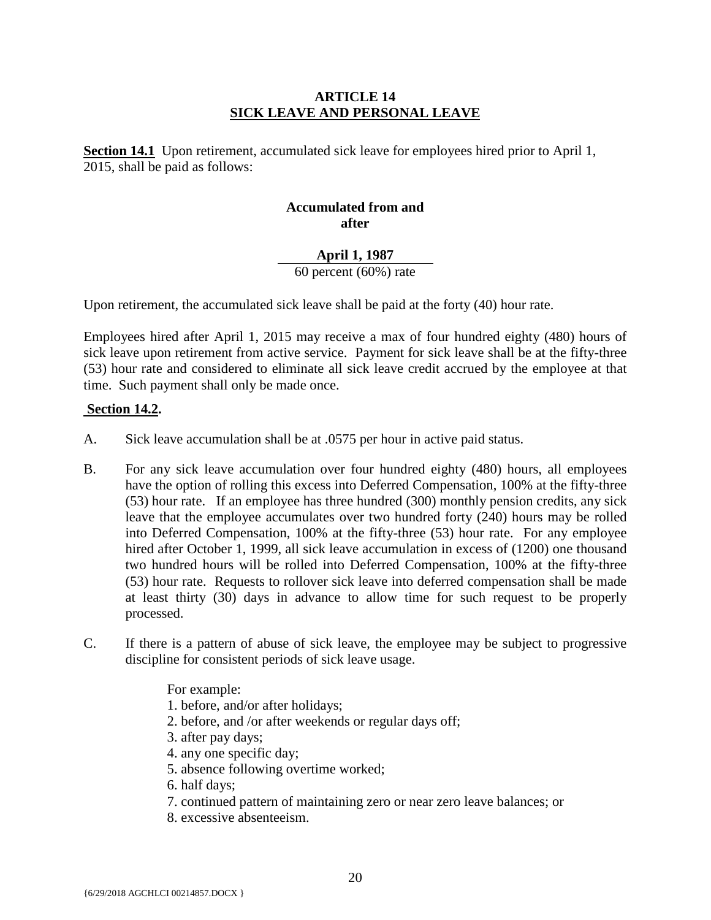## ARTICLE 14
## SICK LEAVE AND PERSONAL LEAVE

**Section 14.1** Upon retirement, accumulated sick leave for employees hired prior to April 1, 2015, shall be paid as follows:

| Accumulated from and after April 1, 1987 |
|---|
| 60 percent (60%) rate |

Upon retirement, the accumulated sick leave shall be paid at the forty (40) hour rate.

Employees hired after April 1, 2015 may receive a max of four hundred eighty (480) hours of sick leave upon retirement from active service. Payment for sick leave shall be at the fifty-three (53) hour rate and considered to eliminate all sick leave credit accrued by the employee at that time. Such payment shall only be made once.

**Section 14.2.**

A. Sick leave accumulation shall be at .0575 per hour in active paid status.

B. For any sick leave accumulation over four hundred eighty (480) hours, all employees have the option of rolling this excess into Deferred Compensation, 100% at the fifty-three (53) hour rate. If an employee has three hundred (300) monthly pension credits, any sick leave that the employee accumulates over two hundred forty (240) hours may be rolled into Deferred Compensation, 100% at the fifty-three (53) hour rate. For any employee hired after October 1, 1999, all sick leave accumulation in excess of (1200) one thousand two hundred hours will be rolled into Deferred Compensation, 100% at the fifty-three (53) hour rate. Requests to rollover sick leave into deferred compensation shall be made at least thirty (30) days in advance to allow time for such request to be properly processed.

C. If there is a pattern of abuse of sick leave, the employee may be subject to progressive discipline for consistent periods of sick leave usage.

For example:
1. before, and/or after holidays;
2. before, and /or after weekends or regular days off;
3. after pay days;
4. any one specific day;
5. absence following overtime worked;
6. half days;
7. continued pattern of maintaining zero or near zero leave balances; or
8. excessive absenteeism.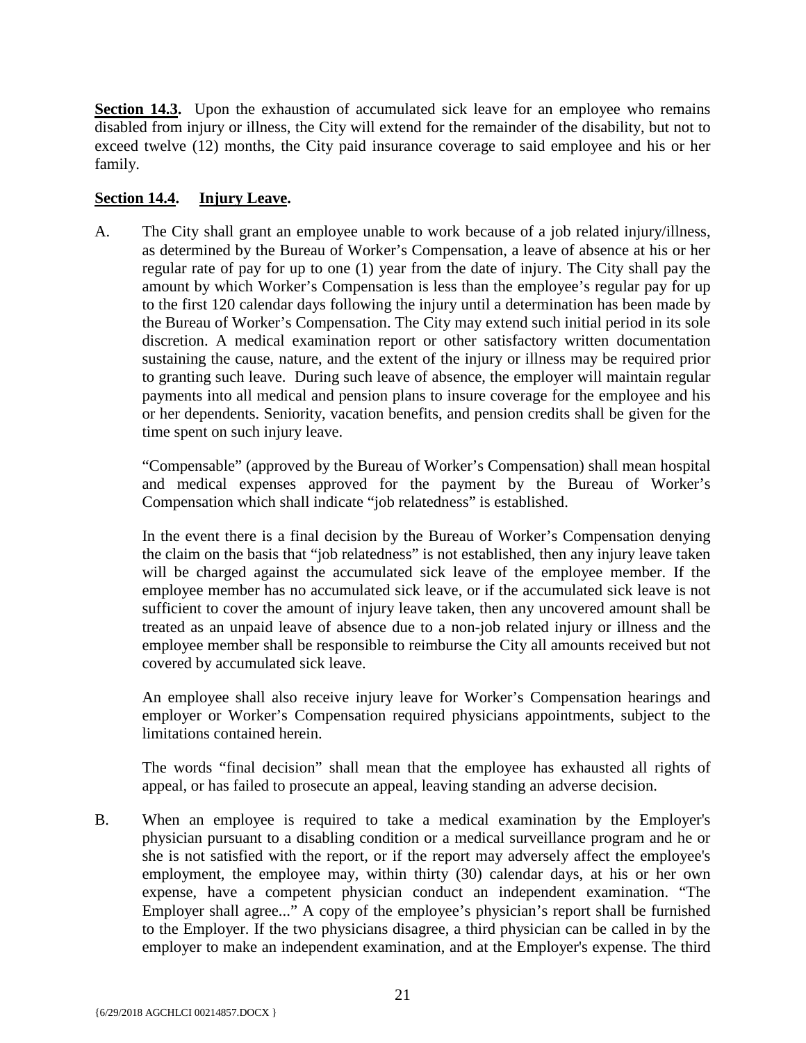**Section 14.3.** Upon the exhaustion of accumulated sick leave for an employee who remains disabled from injury or illness, the City will extend for the remainder of the disability, but not to exceed twelve (12) months, the City paid insurance coverage to said employee and his or her family.

**Section 14.4. Injury Leave.**

A. The City shall grant an employee unable to work because of a job related injury/illness, as determined by the Bureau of Worker's Compensation, a leave of absence at his or her regular rate of pay for up to one (1) year from the date of injury. The City shall pay the amount by which Worker's Compensation is less than the employee's regular pay for up to the first 120 calendar days following the injury until a determination has been made by the Bureau of Worker's Compensation. The City may extend such initial period in its sole discretion. A medical examination report or other satisfactory written documentation sustaining the cause, nature, and the extent of the injury or illness may be required prior to granting such leave. During such leave of absence, the employer will maintain regular payments into all medical and pension plans to insure coverage for the employee and his or her dependents. Seniority, vacation benefits, and pension credits shall be given for the time spent on such injury leave.

"Compensable" (approved by the Bureau of Worker's Compensation) shall mean hospital and medical expenses approved for the payment by the Bureau of Worker's Compensation which shall indicate "job relatedness" is established.

In the event there is a final decision by the Bureau of Worker's Compensation denying the claim on the basis that "job relatedness" is not established, then any injury leave taken will be charged against the accumulated sick leave of the employee member. If the employee member has no accumulated sick leave, or if the accumulated sick leave is not sufficient to cover the amount of injury leave taken, then any uncovered amount shall be treated as an unpaid leave of absence due to a non-job related injury or illness and the employee member shall be responsible to reimburse the City all amounts received but not covered by accumulated sick leave.

An employee shall also receive injury leave for Worker's Compensation hearings and employer or Worker's Compensation required physicians appointments, subject to the limitations contained herein.

The words "final decision" shall mean that the employee has exhausted all rights of appeal, or has failed to prosecute an appeal, leaving standing an adverse decision.

B. When an employee is required to take a medical examination by the Employer's physician pursuant to a disabling condition or a medical surveillance program and he or she is not satisfied with the report, or if the report may adversely affect the employee's employment, the employee may, within thirty (30) calendar days, at his or her own expense, have a competent physician conduct an independent examination. "The Employer shall agree..." A copy of the employee's physician's report shall be furnished to the Employer. If the two physicians disagree, a third physician can be called in by the employer to make an independent examination, and at the Employer's expense. The third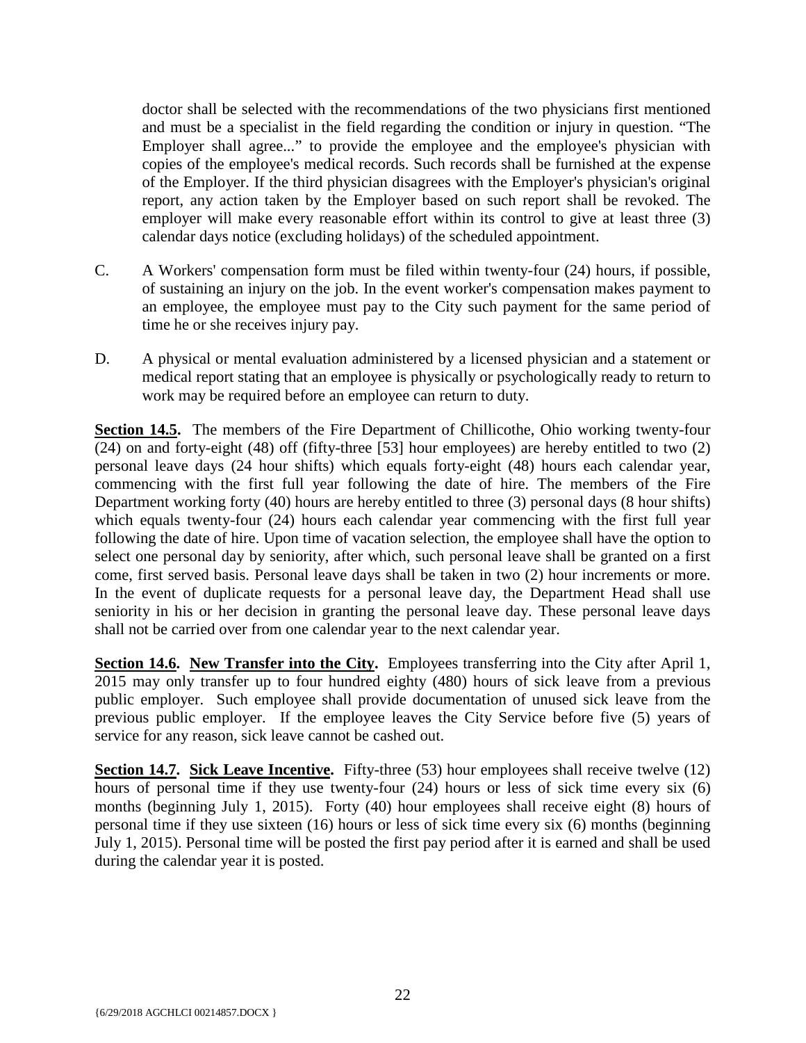doctor shall be selected with the recommendations of the two physicians first mentioned and must be a specialist in the field regarding the condition or injury in question. "The Employer shall agree..." to provide the employee and the employee's physician with copies of the employee's medical records. Such records shall be furnished at the expense of the Employer. If the third physician disagrees with the Employer's physician's original report, any action taken by the Employer based on such report shall be revoked. The employer will make every reasonable effort within its control to give at least three (3) calendar days notice (excluding holidays) of the scheduled appointment.

C. A Workers' compensation form must be filed within twenty-four (24) hours, if possible, of sustaining an injury on the job. In the event worker's compensation makes payment to an employee, the employee must pay to the City such payment for the same period of time he or she receives injury pay.

D. A physical or mental evaluation administered by a licensed physician and a statement or medical report stating that an employee is physically or psychologically ready to return to work may be required before an employee can return to duty.

**Section 14.5.** The members of the Fire Department of Chillicothe, Ohio working twenty-four (24) on and forty-eight (48) off (fifty-three [53] hour employees) are hereby entitled to two (2) personal leave days (24 hour shifts) which equals forty-eight (48) hours each calendar year, commencing with the first full year following the date of hire. The members of the Fire Department working forty (40) hours are hereby entitled to three (3) personal days (8 hour shifts) which equals twenty-four (24) hours each calendar year commencing with the first full year following the date of hire. Upon time of vacation selection, the employee shall have the option to select one personal day by seniority, after which, such personal leave shall be granted on a first come, first served basis. Personal leave days shall be taken in two (2) hour increments or more. In the event of duplicate requests for a personal leave day, the Department Head shall use seniority in his or her decision in granting the personal leave day. These personal leave days shall not be carried over from one calendar year to the next calendar year.

**Section 14.6. New Transfer into the City.** Employees transferring into the City after April 1, 2015 may only transfer up to four hundred eighty (480) hours of sick leave from a previous public employer. Such employee shall provide documentation of unused sick leave from the previous public employer. If the employee leaves the City Service before five (5) years of service for any reason, sick leave cannot be cashed out.

**Section 14.7. Sick Leave Incentive.** Fifty-three (53) hour employees shall receive twelve (12) hours of personal time if they use twenty-four (24) hours or less of sick time every six (6) months (beginning July 1, 2015). Forty (40) hour employees shall receive eight (8) hours of personal time if they use sixteen (16) hours or less of sick time every six (6) months (beginning July 1, 2015). Personal time will be posted the first pay period after it is earned and shall be used during the calendar year it is posted.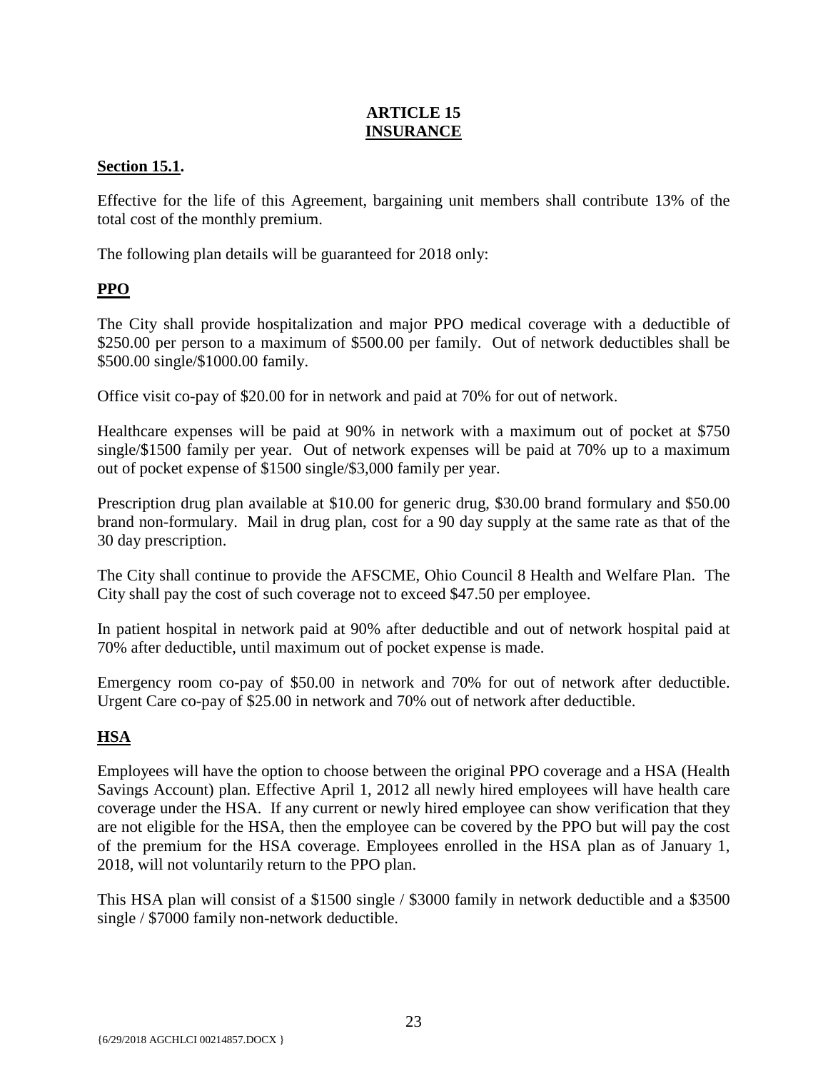# ARTICLE 15
# INSURANCE

## Section 15.1.

Effective for the life of this Agreement, bargaining unit members shall contribute 13% of the total cost of the monthly premium.

The following plan details will be guaranteed for 2018 only:

### PPO

The City shall provide hospitalization and major PPO medical coverage with a deductible of $250.00 per person to a maximum of $500.00 per family. Out of network deductibles shall be $500.00 single/$1000.00 family.

Office visit co-pay of $20.00 for in network and paid at 70% for out of network.

Healthcare expenses will be paid at 90% in network with a maximum out of pocket at $750 single/$1500 family per year. Out of network expenses will be paid at 70% up to a maximum out of pocket expense of $1500 single/$3,000 family per year.

Prescription drug plan available at $10.00 for generic drug, $30.00 brand formulary and $50.00 brand non-formulary. Mail in drug plan, cost for a 90 day supply at the same rate as that of the 30 day prescription.

The City shall continue to provide the AFSCME, Ohio Council 8 Health and Welfare Plan. The City shall pay the cost of such coverage not to exceed $47.50 per employee.

In patient hospital in network paid at 90% after deductible and out of network hospital paid at 70% after deductible, until maximum out of pocket expense is made.

Emergency room co-pay of $50.00 in network and 70% for out of network after deductible. Urgent Care co-pay of $25.00 in network and 70% out of network after deductible.

### HSA

Employees will have the option to choose between the original PPO coverage and a HSA (Health Savings Account) plan. Effective April 1, 2012 all newly hired employees will have health care coverage under the HSA. If any current or newly hired employee can show verification that they are not eligible for the HSA, then the employee can be covered by the PPO but will pay the cost of the premium for the HSA coverage. Employees enrolled in the HSA plan as of January 1, 2018, will not voluntarily return to the PPO plan.

This HSA plan will consist of a $1500 single / $3000 family in network deductible and a $3500 single / $7000 family non-network deductible.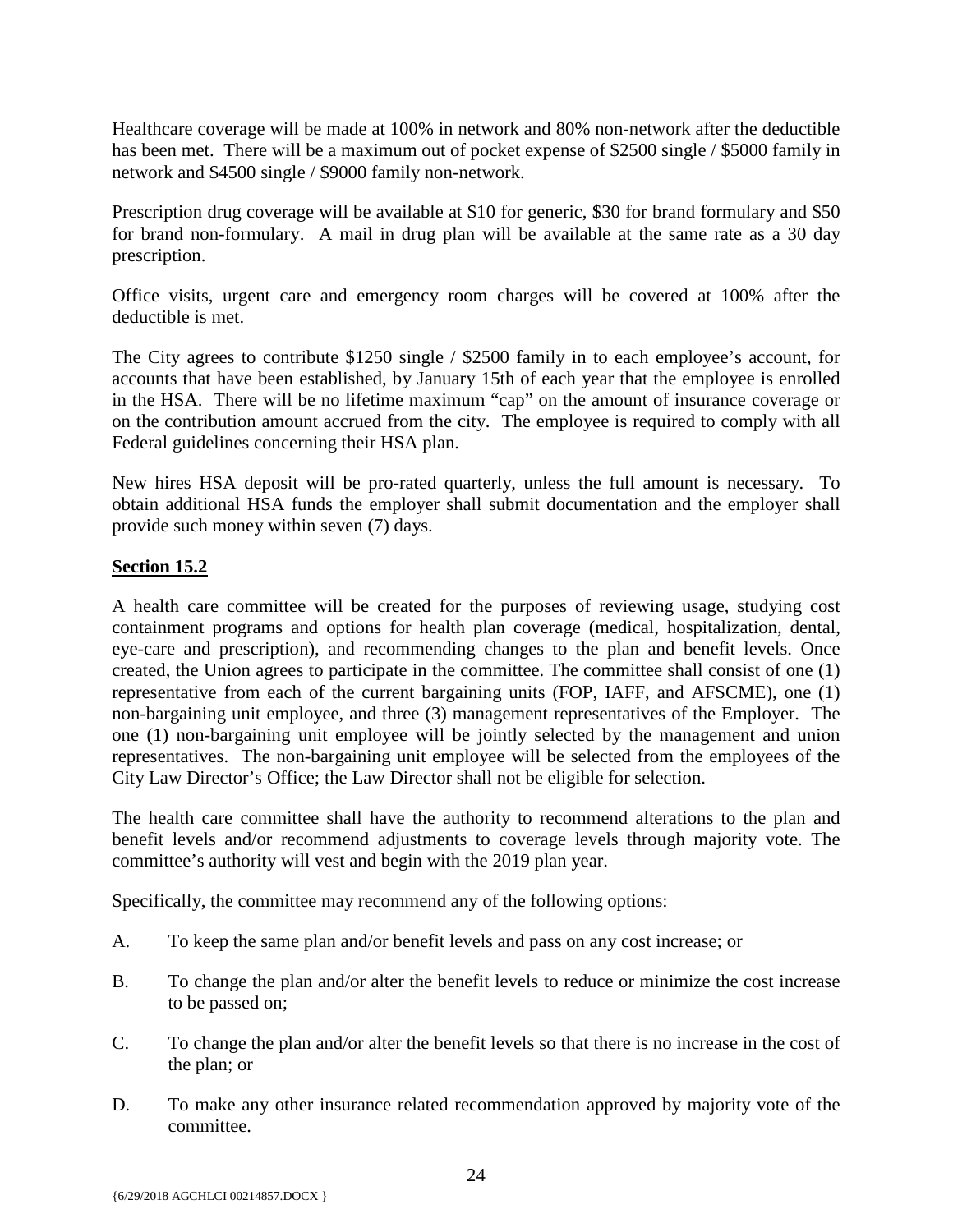Healthcare coverage will be made at 100% in network and 80% non-network after the deductible has been met. There will be a maximum out of pocket expense of $2500 single / $5000 family in network and $4500 single / $9000 family non-network.

Prescription drug coverage will be available at $10 for generic, $30 for brand formulary and $50 for brand non-formulary. A mail in drug plan will be available at the same rate as a 30 day prescription.

Office visits, urgent care and emergency room charges will be covered at 100% after the deductible is met.

The City agrees to contribute $1250 single / $2500 family in to each employee's account, for accounts that have been established, by January 15th of each year that the employee is enrolled in the HSA. There will be no lifetime maximum "cap" on the amount of insurance coverage or on the contribution amount accrued from the city. The employee is required to comply with all Federal guidelines concerning their HSA plan.

New hires HSA deposit will be pro-rated quarterly, unless the full amount is necessary. To obtain additional HSA funds the employer shall submit documentation and the employer shall provide such money within seven (7) days.

**Section 15.2**

A health care committee will be created for the purposes of reviewing usage, studying cost containment programs and options for health plan coverage (medical, hospitalization, dental, eye-care and prescription), and recommending changes to the plan and benefit levels. Once created, the Union agrees to participate in the committee. The committee shall consist of one (1) representative from each of the current bargaining units (FOP, IAFF, and AFSCME), one (1) non-bargaining unit employee, and three (3) management representatives of the Employer. The one (1) non-bargaining unit employee will be jointly selected by the management and union representatives. The non-bargaining unit employee will be selected from the employees of the City Law Director's Office; the Law Director shall not be eligible for selection.

The health care committee shall have the authority to recommend alterations to the plan and benefit levels and/or recommend adjustments to coverage levels through majority vote. The committee's authority will vest and begin with the 2019 plan year.

Specifically, the committee may recommend any of the following options:

A. To keep the same plan and/or benefit levels and pass on any cost increase; or

B. To change the plan and/or alter the benefit levels to reduce or minimize the cost increase to be passed on;

C. To change the plan and/or alter the benefit levels so that there is no increase in the cost of the plan; or

D. To make any other insurance related recommendation approved by majority vote of the committee.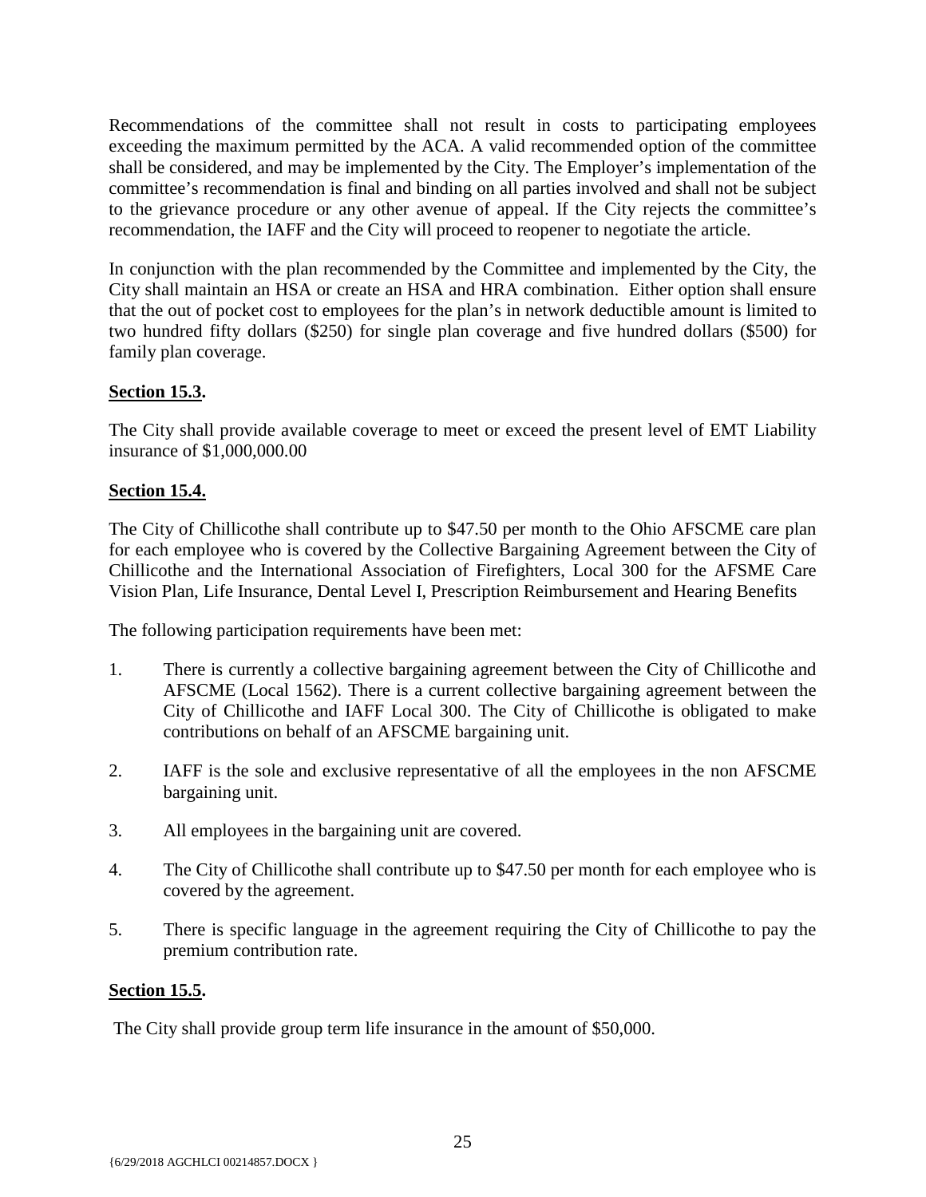Recommendations of the committee shall not result in costs to participating employees exceeding the maximum permitted by the ACA. A valid recommended option of the committee shall be considered, and may be implemented by the City. The Employer's implementation of the committee's recommendation is final and binding on all parties involved and shall not be subject to the grievance procedure or any other avenue of appeal. If the City rejects the committee's recommendation, the IAFF and the City will proceed to reopener to negotiate the article.

In conjunction with the plan recommended by the Committee and implemented by the City, the City shall maintain an HSA or create an HSA and HRA combination. Either option shall ensure that the out of pocket cost to employees for the plan's in network deductible amount is limited to two hundred fifty dollars ($250) for single plan coverage and five hundred dollars ($500) for family plan coverage.

**Section 15.3.**

The City shall provide available coverage to meet or exceed the present level of EMT Liability insurance of $1,000,000.00

**Section 15.4.**

The City of Chillicothe shall contribute up to $47.50 per month to the Ohio AFSCME care plan for each employee who is covered by the Collective Bargaining Agreement between the City of Chillicothe and the International Association of Firefighters, Local 300 for the AFSME Care Vision Plan, Life Insurance, Dental Level I, Prescription Reimbursement and Hearing Benefits

The following participation requirements have been met:

1. There is currently a collective bargaining agreement between the City of Chillicothe and AFSCME (Local 1562). There is a current collective bargaining agreement between the City of Chillicothe and IAFF Local 300. The City of Chillicothe is obligated to make contributions on behalf of an AFSCME bargaining unit.

2. IAFF is the sole and exclusive representative of all the employees in the non AFSCME bargaining unit.

3. All employees in the bargaining unit are covered.

4. The City of Chillicothe shall contribute up to $47.50 per month for each employee who is covered by the agreement.

5. There is specific language in the agreement requiring the City of Chillicothe to pay the premium contribution rate.

**Section 15.5.**

The City shall provide group term life insurance in the amount of $50,000.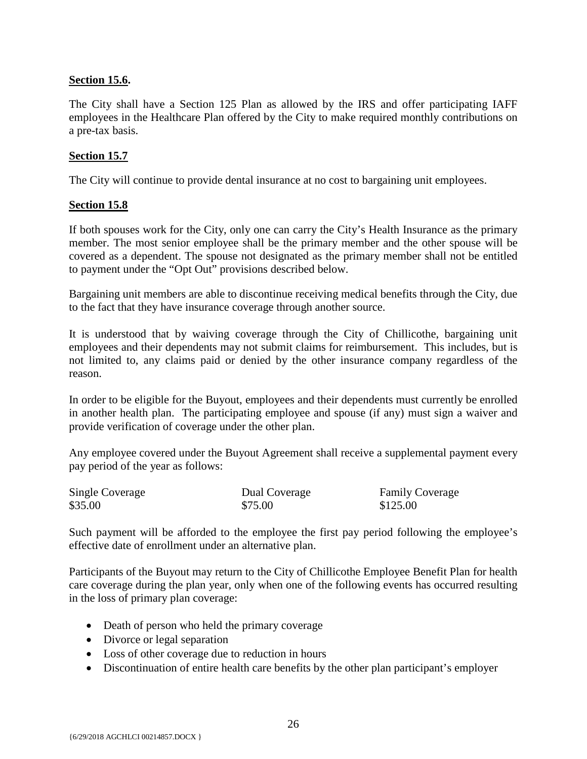**Section 15.6.**

The City shall have a Section 125 Plan as allowed by the IRS and offer participating IAFF employees in the Healthcare Plan offered by the City to make required monthly contributions on a pre-tax basis.

**Section 15.7**

The City will continue to provide dental insurance at no cost to bargaining unit employees.

**Section 15.8**

If both spouses work for the City, only one can carry the City's Health Insurance as the primary member. The most senior employee shall be the primary member and the other spouse will be covered as a dependent. The spouse not designated as the primary member shall not be entitled to payment under the "Opt Out" provisions described below.

Bargaining unit members are able to discontinue receiving medical benefits through the City, due to the fact that they have insurance coverage through another source.

It is understood that by waiving coverage through the City of Chillicothe, bargaining unit employees and their dependents may not submit claims for reimbursement. This includes, but is not limited to, any claims paid or denied by the other insurance company regardless of the reason.

In order to be eligible for the Buyout, employees and their dependents must currently be enrolled in another health plan. The participating employee and spouse (if any) must sign a waiver and provide verification of coverage under the other plan.

Any employee covered under the Buyout Agreement shall receive a supplemental payment every pay period of the year as follows:

| Single Coverage | Dual Coverage | Family Coverage |
|---|---|---|
| $35.00 | $75.00 | $125.00 |

Such payment will be afforded to the employee the first pay period following the employee's effective date of enrollment under an alternative plan.

Participants of the Buyout may return to the City of Chillicothe Employee Benefit Plan for health care coverage during the plan year, only when one of the following events has occurred resulting in the loss of primary plan coverage:

- Death of person who held the primary coverage
- Divorce or legal separation
- Loss of other coverage due to reduction in hours
- Discontinuation of entire health care benefits by the other plan participant's employer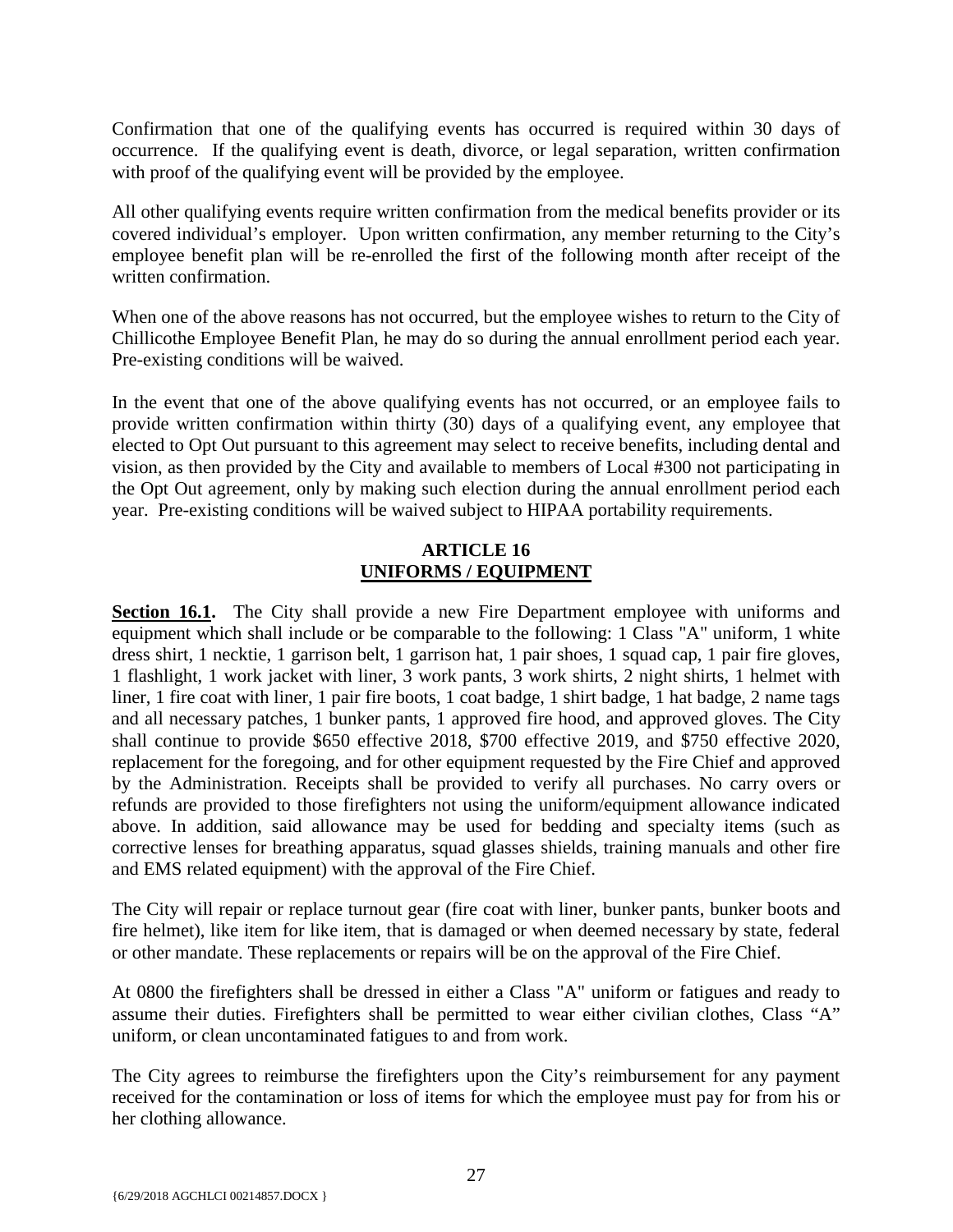Confirmation that one of the qualifying events has occurred is required within 30 days of occurrence. If the qualifying event is death, divorce, or legal separation, written confirmation with proof of the qualifying event will be provided by the employee.

All other qualifying events require written confirmation from the medical benefits provider or its covered individual's employer. Upon written confirmation, any member returning to the City's employee benefit plan will be re-enrolled the first of the following month after receipt of the written confirmation.

When one of the above reasons has not occurred, but the employee wishes to return to the City of Chillicothe Employee Benefit Plan, he may do so during the annual enrollment period each year. Pre-existing conditions will be waived.

In the event that one of the above qualifying events has not occurred, or an employee fails to provide written confirmation within thirty (30) days of a qualifying event, any employee that elected to Opt Out pursuant to this agreement may select to receive benefits, including dental and vision, as then provided by the City and available to members of Local #300 not participating in the Opt Out agreement, only by making such election during the annual enrollment period each year. Pre-existing conditions will be waived subject to HIPAA portability requirements.

## ARTICLE 16
## UNIFORMS / EQUIPMENT

**Section 16.1.** The City shall provide a new Fire Department employee with uniforms and equipment which shall include or be comparable to the following: 1 Class "A" uniform, 1 white dress shirt, 1 necktie, 1 garrison belt, 1 garrison hat, 1 pair shoes, 1 squad cap, 1 pair fire gloves, 1 flashlight, 1 work jacket with liner, 3 work pants, 3 work shirts, 2 night shirts, 1 helmet with liner, 1 fire coat with liner, 1 pair fire boots, 1 coat badge, 1 shirt badge, 1 hat badge, 2 name tags and all necessary patches, 1 bunker pants, 1 approved fire hood, and approved gloves. The City shall continue to provide $650 effective 2018, $700 effective 2019, and $750 effective 2020, replacement for the foregoing, and for other equipment requested by the Fire Chief and approved by the Administration. Receipts shall be provided to verify all purchases. No carry overs or refunds are provided to those firefighters not using the uniform/equipment allowance indicated above. In addition, said allowance may be used for bedding and specialty items (such as corrective lenses for breathing apparatus, squad glasses shields, training manuals and other fire and EMS related equipment) with the approval of the Fire Chief.

The City will repair or replace turnout gear (fire coat with liner, bunker pants, bunker boots and fire helmet), like item for like item, that is damaged or when deemed necessary by state, federal or other mandate. These replacements or repairs will be on the approval of the Fire Chief.

At 0800 the firefighters shall be dressed in either a Class "A" uniform or fatigues and ready to assume their duties. Firefighters shall be permitted to wear either civilian clothes, Class "A" uniform, or clean uncontaminated fatigues to and from work.

The City agrees to reimburse the firefighters upon the City's reimbursement for any payment received for the contamination or loss of items for which the employee must pay for from his or her clothing allowance.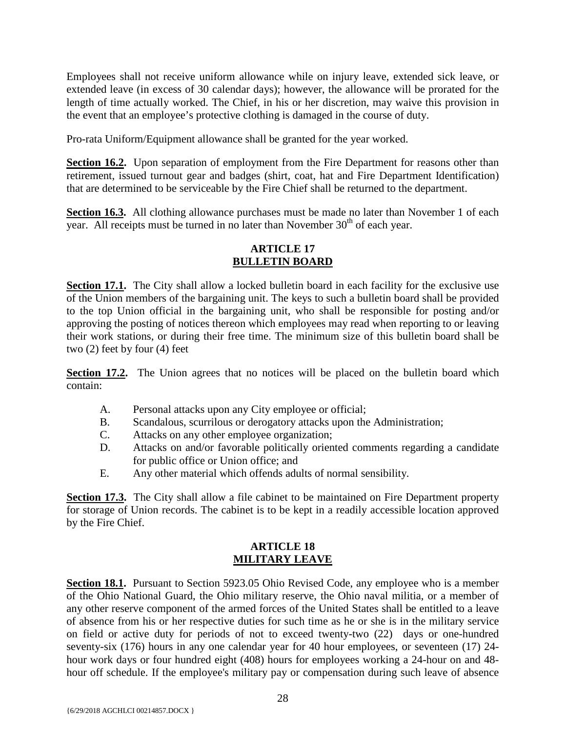Employees shall not receive uniform allowance while on injury leave, extended sick leave, or extended leave (in excess of 30 calendar days); however, the allowance will be prorated for the length of time actually worked. The Chief, in his or her discretion, may waive this provision in the event that an employee's protective clothing is damaged in the course of duty.

Pro-rata Uniform/Equipment allowance shall be granted for the year worked.

**Section 16.2.** Upon separation of employment from the Fire Department for reasons other than retirement, issued turnout gear and badges (shirt, coat, hat and Fire Department Identification) that are determined to be serviceable by the Fire Chief shall be returned to the department.

**Section 16.3.** All clothing allowance purchases must be made no later than November 1 of each year. All receipts must be turned in no later than November 30th of each year.

## ARTICLE 17
## BULLETIN BOARD

**Section 17.1.** The City shall allow a locked bulletin board in each facility for the exclusive use of the Union members of the bargaining unit. The keys to such a bulletin board shall be provided to the top Union official in the bargaining unit, who shall be responsible for posting and/or approving the posting of notices thereon which employees may read when reporting to or leaving their work stations, or during their free time. The minimum size of this bulletin board shall be two (2) feet by four (4) feet

**Section 17.2.** The Union agrees that no notices will be placed on the bulletin board which contain:

A. Personal attacks upon any City employee or official;
B. Scandalous, scurrilous or derogatory attacks upon the Administration;
C. Attacks on any other employee organization;
D. Attacks on and/or favorable politically oriented comments regarding a candidate for public office or Union office; and
E. Any other material which offends adults of normal sensibility.

**Section 17.3.** The City shall allow a file cabinet to be maintained on Fire Department property for storage of Union records. The cabinet is to be kept in a readily accessible location approved by the Fire Chief.

## ARTICLE 18
## MILITARY LEAVE

**Section 18.1.** Pursuant to Section 5923.05 Ohio Revised Code, any employee who is a member of the Ohio National Guard, the Ohio military reserve, the Ohio naval militia, or a member of any other reserve component of the armed forces of the United States shall be entitled to a leave of absence from his or her respective duties for such time as he or she is in the military service on field or active duty for periods of not to exceed twenty-two (22) days or one-hundred seventy-six (176) hours in any one calendar year for 40 hour employees, or seventeen (17) 24-hour work days or four hundred eight (408) hours for employees working a 24-hour on and 48-hour off schedule. If the employee's military pay or compensation during such leave of absence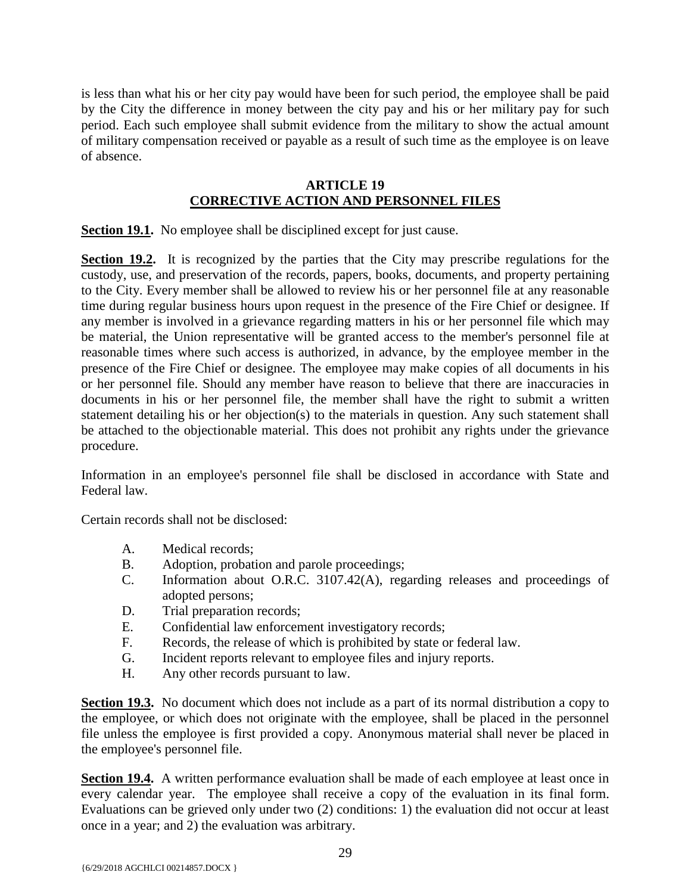is less than what his or her city pay would have been for such period, the employee shall be paid by the City the difference in money between the city pay and his or her military pay for such period. Each such employee shall submit evidence from the military to show the actual amount of military compensation received or payable as a result of such time as the employee is on leave of absence.

## ARTICLE 19
## CORRECTIVE ACTION AND PERSONNEL FILES

**Section 19.1.** No employee shall be disciplined except for just cause.

**Section 19.2.** It is recognized by the parties that the City may prescribe regulations for the custody, use, and preservation of the records, papers, books, documents, and property pertaining to the City. Every member shall be allowed to review his or her personnel file at any reasonable time during regular business hours upon request in the presence of the Fire Chief or designee. If any member is involved in a grievance regarding matters in his or her personnel file which may be material, the Union representative will be granted access to the member's personnel file at reasonable times where such access is authorized, in advance, by the employee member in the presence of the Fire Chief or designee. The employee may make copies of all documents in his or her personnel file. Should any member have reason to believe that there are inaccuracies in documents in his or her personnel file, the member shall have the right to submit a written statement detailing his or her objection(s) to the materials in question. Any such statement shall be attached to the objectionable material. This does not prohibit any rights under the grievance procedure.

Information in an employee's personnel file shall be disclosed in accordance with State and Federal law.

Certain records shall not be disclosed:

A. Medical records;
B. Adoption, probation and parole proceedings;
C. Information about O.R.C. 3107.42(A), regarding releases and proceedings of adopted persons;
D. Trial preparation records;
E. Confidential law enforcement investigatory records;
F. Records, the release of which is prohibited by state or federal law.
G. Incident reports relevant to employee files and injury reports.
H. Any other records pursuant to law.

**Section 19.3.** No document which does not include as a part of its normal distribution a copy to the employee, or which does not originate with the employee, shall be placed in the personnel file unless the employee is first provided a copy. Anonymous material shall never be placed in the employee's personnel file.

**Section 19.4.** A written performance evaluation shall be made of each employee at least once in every calendar year. The employee shall receive a copy of the evaluation in its final form. Evaluations can be grieved only under two (2) conditions: 1) the evaluation did not occur at least once in a year; and 2) the evaluation was arbitrary.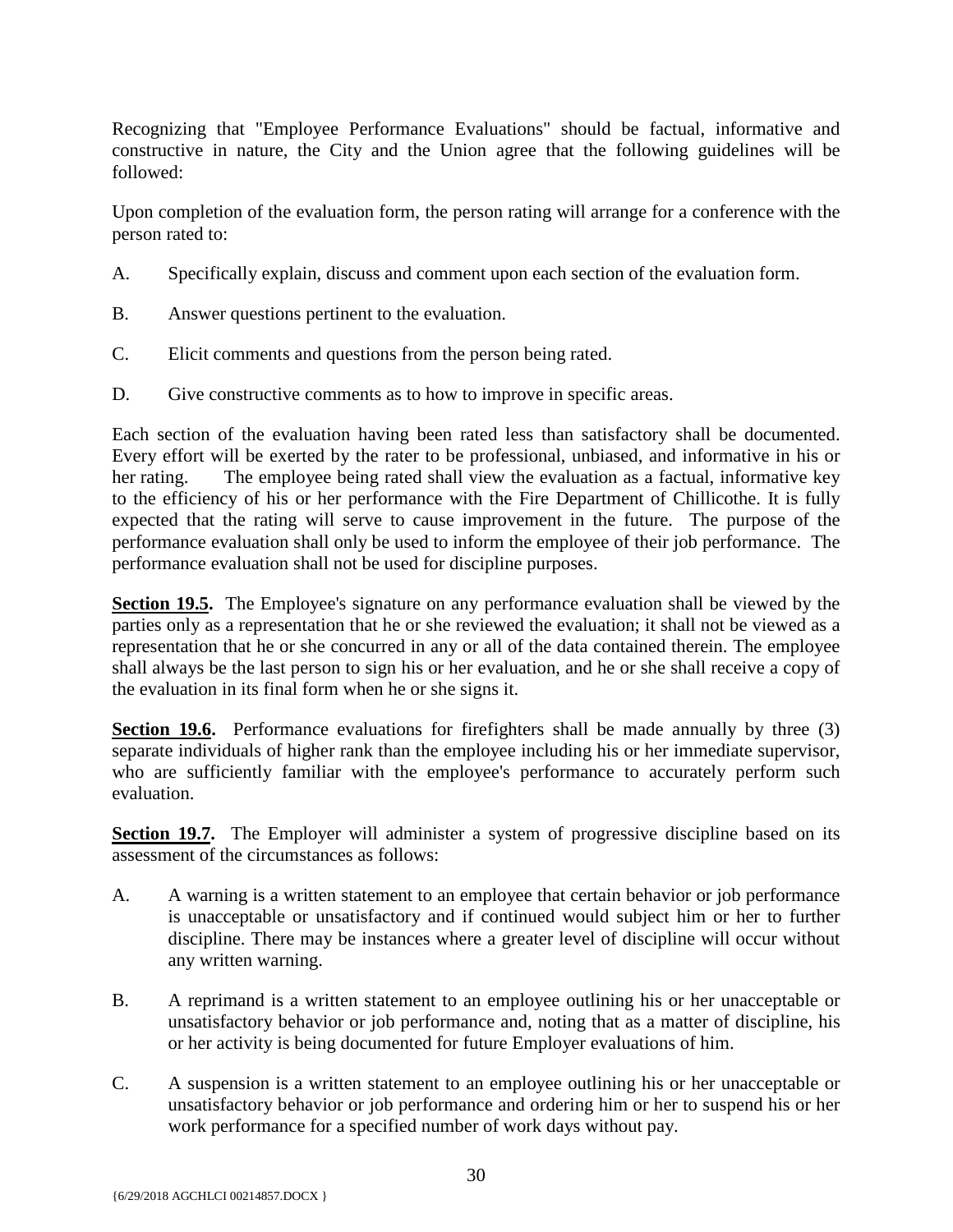Recognizing that "Employee Performance Evaluations" should be factual, informative and constructive in nature, the City and the Union agree that the following guidelines will be followed:

Upon completion of the evaluation form, the person rating will arrange for a conference with the person rated to:

A. Specifically explain, discuss and comment upon each section of the evaluation form.

B. Answer questions pertinent to the evaluation.

C. Elicit comments and questions from the person being rated.

D. Give constructive comments as to how to improve in specific areas.

Each section of the evaluation having been rated less than satisfactory shall be documented. Every effort will be exerted by the rater to be professional, unbiased, and informative in his or her rating. The employee being rated shall view the evaluation as a factual, informative key to the efficiency of his or her performance with the Fire Department of Chillicothe. It is fully expected that the rating will serve to cause improvement in the future. The purpose of the performance evaluation shall only be used to inform the employee of their job performance. The performance evaluation shall not be used for discipline purposes.

**Section 19.5.** The Employee's signature on any performance evaluation shall be viewed by the parties only as a representation that he or she reviewed the evaluation; it shall not be viewed as a representation that he or she concurred in any or all of the data contained therein. The employee shall always be the last person to sign his or her evaluation, and he or she shall receive a copy of the evaluation in its final form when he or she signs it.

**Section 19.6.** Performance evaluations for firefighters shall be made annually by three (3) separate individuals of higher rank than the employee including his or her immediate supervisor, who are sufficiently familiar with the employee's performance to accurately perform such evaluation.

**Section 19.7.** The Employer will administer a system of progressive discipline based on its assessment of the circumstances as follows:

A. A warning is a written statement to an employee that certain behavior or job performance is unacceptable or unsatisfactory and if continued would subject him or her to further discipline. There may be instances where a greater level of discipline will occur without any written warning.

B. A reprimand is a written statement to an employee outlining his or her unacceptable or unsatisfactory behavior or job performance and, noting that as a matter of discipline, his or her activity is being documented for future Employer evaluations of him.

C. A suspension is a written statement to an employee outlining his or her unacceptable or unsatisfactory behavior or job performance and ordering him or her to suspend his or her work performance for a specified number of work days without pay.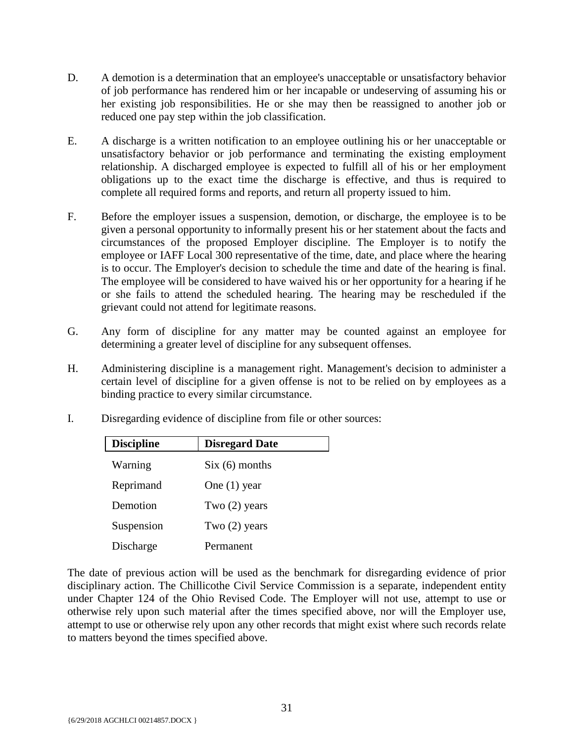D. A demotion is a determination that an employee's unacceptable or unsatisfactory behavior of job performance has rendered him or her incapable or undeserving of assuming his or her existing job responsibilities. He or she may then be reassigned to another job or reduced one pay step within the job classification.

E. A discharge is a written notification to an employee outlining his or her unacceptable or unsatisfactory behavior or job performance and terminating the existing employment relationship. A discharged employee is expected to fulfill all of his or her employment obligations up to the exact time the discharge is effective, and thus is required to complete all required forms and reports, and return all property issued to him.

F. Before the employer issues a suspension, demotion, or discharge, the employee is to be given a personal opportunity to informally present his or her statement about the facts and circumstances of the proposed Employer discipline. The Employer is to notify the employee or IAFF Local 300 representative of the time, date, and place where the hearing is to occur. The Employer's decision to schedule the time and date of the hearing is final. The employee will be considered to have waived his or her opportunity for a hearing if he or she fails to attend the scheduled hearing. The hearing may be rescheduled if the grievant could not attend for legitimate reasons.

G. Any form of discipline for any matter may be counted against an employee for determining a greater level of discipline for any subsequent offenses.

H. Administering discipline is a management right. Management's decision to administer a certain level of discipline for a given offense is not to be relied on by employees as a binding practice to every similar circumstance.

I. Disregarding evidence of discipline from file or other sources:

| Discipline | Disregard Date |
|---|---|
| Warning | Six (6) months |
| Reprimand | One (1) year |
| Demotion | Two (2) years |
| Suspension | Two (2) years |
| Discharge | Permanent |

The date of previous action will be used as the benchmark for disregarding evidence of prior disciplinary action. The Chillicothe Civil Service Commission is a separate, independent entity under Chapter 124 of the Ohio Revised Code. The Employer will not use, attempt to use or otherwise rely upon such material after the times specified above, nor will the Employer use, attempt to use or otherwise rely upon any other records that might exist where such records relate to matters beyond the times specified above.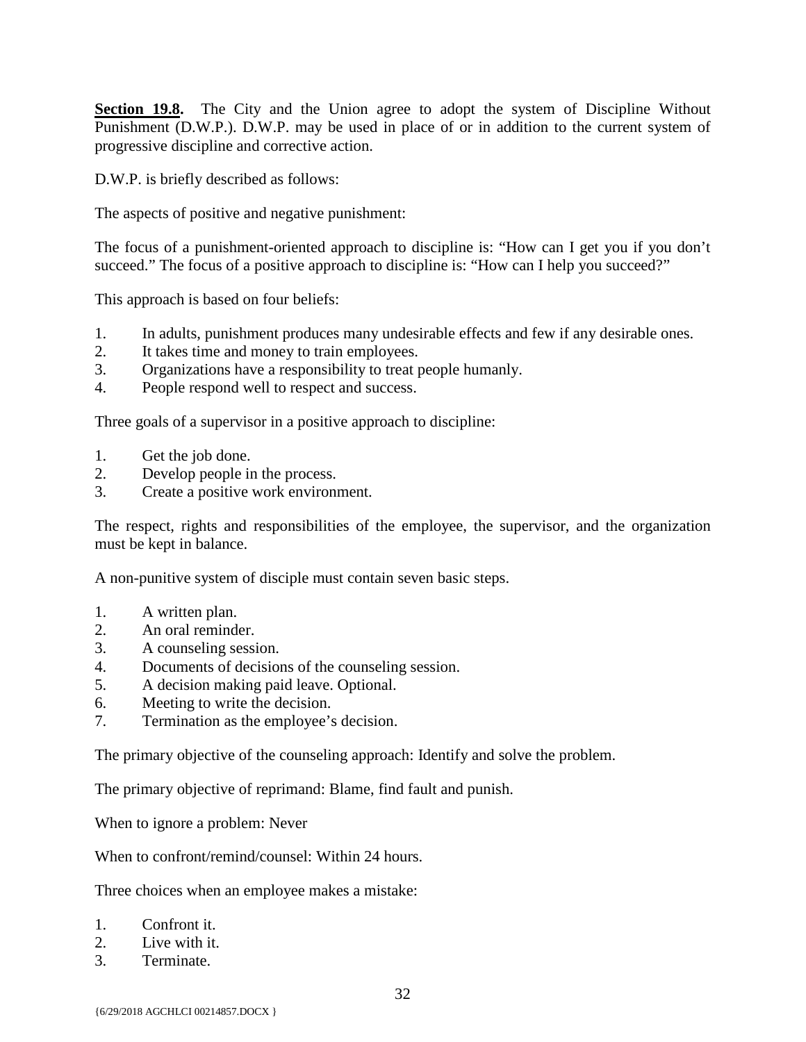**Section 19.8.** The City and the Union agree to adopt the system of Discipline Without Punishment (D.W.P.). D.W.P. may be used in place of or in addition to the current system of progressive discipline and corrective action.

D.W.P. is briefly described as follows:

The aspects of positive and negative punishment:

The focus of a punishment-oriented approach to discipline is: "How can I get you if you don't succeed." The focus of a positive approach to discipline is: "How can I help you succeed?"

This approach is based on four beliefs:

1. In adults, punishment produces many undesirable effects and few if any desirable ones.
2. It takes time and money to train employees.
3. Organizations have a responsibility to treat people humanly.
4. People respond well to respect and success.

Three goals of a supervisor in a positive approach to discipline:

1. Get the job done.
2. Develop people in the process.
3. Create a positive work environment.

The respect, rights and responsibilities of the employee, the supervisor, and the organization must be kept in balance.

A non-punitive system of disciple must contain seven basic steps.

1. A written plan.
2. An oral reminder.
3. A counseling session.
4. Documents of decisions of the counseling session.
5. A decision making paid leave. Optional.
6. Meeting to write the decision.
7. Termination as the employee's decision.

The primary objective of the counseling approach: Identify and solve the problem.

The primary objective of reprimand: Blame, find fault and punish.

When to ignore a problem: Never

When to confront/remind/counsel: Within 24 hours.

Three choices when an employee makes a mistake:

1. Confront it.
2. Live with it.
3. Terminate.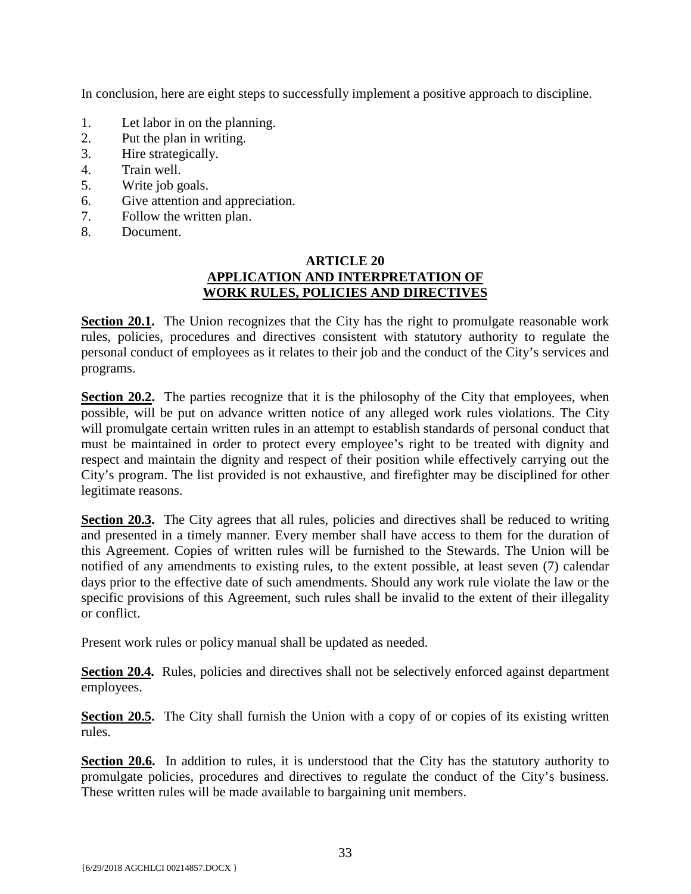In conclusion, here are eight steps to successfully implement a positive approach to discipline.

1. Let labor in on the planning.
2. Put the plan in writing.
3. Hire strategically.
4. Train well.
5. Write job goals.
6. Give attention and appreciation.
7. Follow the written plan.
8. Document.

## ARTICLE 20
## APPLICATION AND INTERPRETATION OF WORK RULES, POLICIES AND DIRECTIVES

**Section 20.1.** The Union recognizes that the City has the right to promulgate reasonable work rules, policies, procedures and directives consistent with statutory authority to regulate the personal conduct of employees as it relates to their job and the conduct of the City's services and programs.

**Section 20.2.** The parties recognize that it is the philosophy of the City that employees, when possible, will be put on advance written notice of any alleged work rules violations. The City will promulgate certain written rules in an attempt to establish standards of personal conduct that must be maintained in order to protect every employee's right to be treated with dignity and respect and maintain the dignity and respect of their position while effectively carrying out the City's program. The list provided is not exhaustive, and firefighter may be disciplined for other legitimate reasons.

**Section 20.3.** The City agrees that all rules, policies and directives shall be reduced to writing and presented in a timely manner. Every member shall have access to them for the duration of this Agreement. Copies of written rules will be furnished to the Stewards. The Union will be notified of any amendments to existing rules, to the extent possible, at least seven (7) calendar days prior to the effective date of such amendments. Should any work rule violate the law or the specific provisions of this Agreement, such rules shall be invalid to the extent of their illegality or conflict.

Present work rules or policy manual shall be updated as needed.

**Section 20.4.** Rules, policies and directives shall not be selectively enforced against department employees.

**Section 20.5.** The City shall furnish the Union with a copy of or copies of its existing written rules.

**Section 20.6.** In addition to rules, it is understood that the City has the statutory authority to promulgate policies, procedures and directives to regulate the conduct of the City's business. These written rules will be made available to bargaining unit members.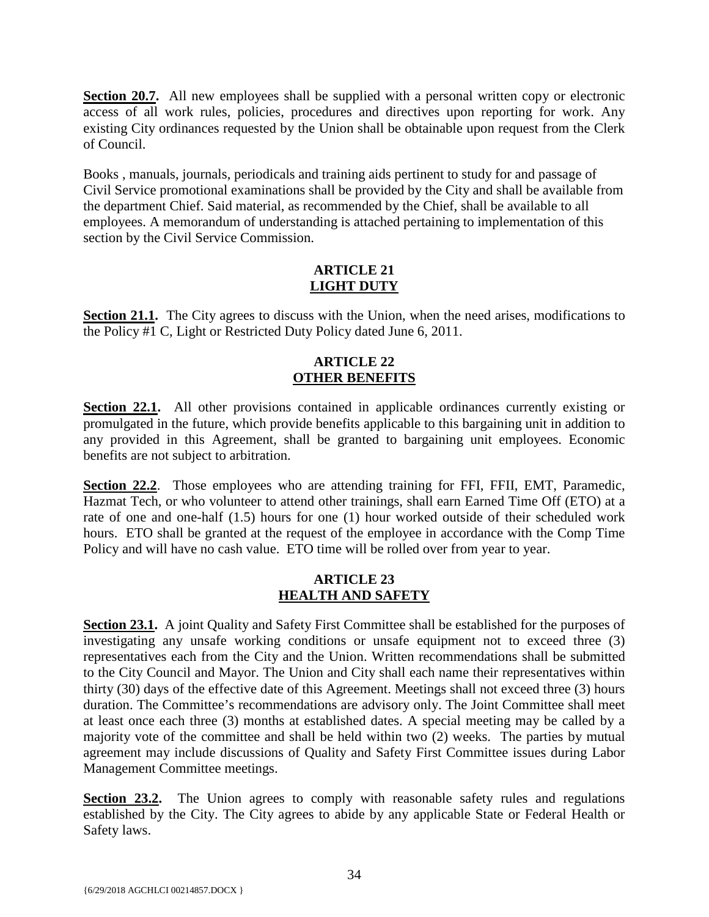**Section 20.7.** All new employees shall be supplied with a personal written copy or electronic access of all work rules, policies, procedures and directives upon reporting for work. Any existing City ordinances requested by the Union shall be obtainable upon request from the Clerk of Council.

Books , manuals, journals, periodicals and training aids pertinent to study for and passage of Civil Service promotional examinations shall be provided by the City and shall be available from the department Chief. Said material, as recommended by the Chief, shall be available to all employees. A memorandum of understanding is attached pertaining to implementation of this section by the Civil Service Commission.

## ARTICLE 21
## LIGHT DUTY

**Section 21.1.** The City agrees to discuss with the Union, when the need arises, modifications to the Policy #1 C, Light or Restricted Duty Policy dated June 6, 2011.

## ARTICLE 22
## OTHER BENEFITS

**Section 22.1.** All other provisions contained in applicable ordinances currently existing or promulgated in the future, which provide benefits applicable to this bargaining unit in addition to any provided in this Agreement, shall be granted to bargaining unit employees. Economic benefits are not subject to arbitration.

**Section 22.2**. Those employees who are attending training for FFI, FFII, EMT, Paramedic, Hazmat Tech, or who volunteer to attend other trainings, shall earn Earned Time Off (ETO) at a rate of one and one-half (1.5) hours for one (1) hour worked outside of their scheduled work hours. ETO shall be granted at the request of the employee in accordance with the Comp Time Policy and will have no cash value. ETO time will be rolled over from year to year.

## ARTICLE 23
## HEALTH AND SAFETY

**Section 23.1.** A joint Quality and Safety First Committee shall be established for the purposes of investigating any unsafe working conditions or unsafe equipment not to exceed three (3) representatives each from the City and the Union. Written recommendations shall be submitted to the City Council and Mayor. The Union and City shall each name their representatives within thirty (30) days of the effective date of this Agreement. Meetings shall not exceed three (3) hours duration. The Committee's recommendations are advisory only. The Joint Committee shall meet at least once each three (3) months at established dates. A special meeting may be called by a majority vote of the committee and shall be held within two (2) weeks. The parties by mutual agreement may include discussions of Quality and Safety First Committee issues during Labor Management Committee meetings.

**Section 23.2.** The Union agrees to comply with reasonable safety rules and regulations established by the City. The City agrees to abide by any applicable State or Federal Health or Safety laws.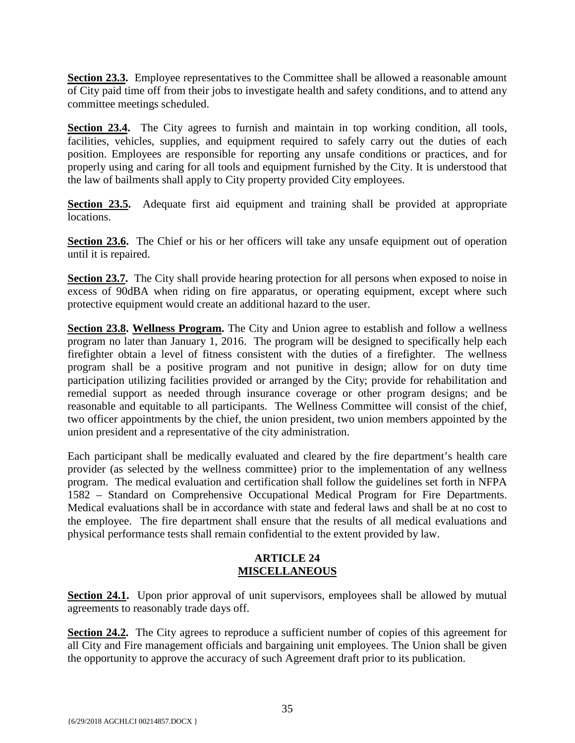**Section 23.3.** Employee representatives to the Committee shall be allowed a reasonable amount of City paid time off from their jobs to investigate health and safety conditions, and to attend any committee meetings scheduled.

**Section 23.4.** The City agrees to furnish and maintain in top working condition, all tools, facilities, vehicles, supplies, and equipment required to safely carry out the duties of each position. Employees are responsible for reporting any unsafe conditions or practices, and for properly using and caring for all tools and equipment furnished by the City. It is understood that the law of bailments shall apply to City property provided City employees.

**Section 23.5.** Adequate first aid equipment and training shall be provided at appropriate locations.

**Section 23.6.** The Chief or his or her officers will take any unsafe equipment out of operation until it is repaired.

**Section 23.7.** The City shall provide hearing protection for all persons when exposed to noise in excess of 90dBA when riding on fire apparatus, or operating equipment, except where such protective equipment would create an additional hazard to the user.

**Section 23.8. Wellness Program.** The City and Union agree to establish and follow a wellness program no later than January 1, 2016. The program will be designed to specifically help each firefighter obtain a level of fitness consistent with the duties of a firefighter. The wellness program shall be a positive program and not punitive in design; allow for on duty time participation utilizing facilities provided or arranged by the City; provide for rehabilitation and remedial support as needed through insurance coverage or other program designs; and be reasonable and equitable to all participants. The Wellness Committee will consist of the chief, two officer appointments by the chief, the union president, two union members appointed by the union president and a representative of the city administration.

Each participant shall be medically evaluated and cleared by the fire department's health care provider (as selected by the wellness committee) prior to the implementation of any wellness program. The medical evaluation and certification shall follow the guidelines set forth in NFPA 1582 – Standard on Comprehensive Occupational Medical Program for Fire Departments. Medical evaluations shall be in accordance with state and federal laws and shall be at no cost to the employee. The fire department shall ensure that the results of all medical evaluations and physical performance tests shall remain confidential to the extent provided by law.

## ARTICLE 24
## MISCELLANEOUS

**Section 24.1.** Upon prior approval of unit supervisors, employees shall be allowed by mutual agreements to reasonably trade days off.

**Section 24.2.** The City agrees to reproduce a sufficient number of copies of this agreement for all City and Fire management officials and bargaining unit employees. The Union shall be given the opportunity to approve the accuracy of such Agreement draft prior to its publication.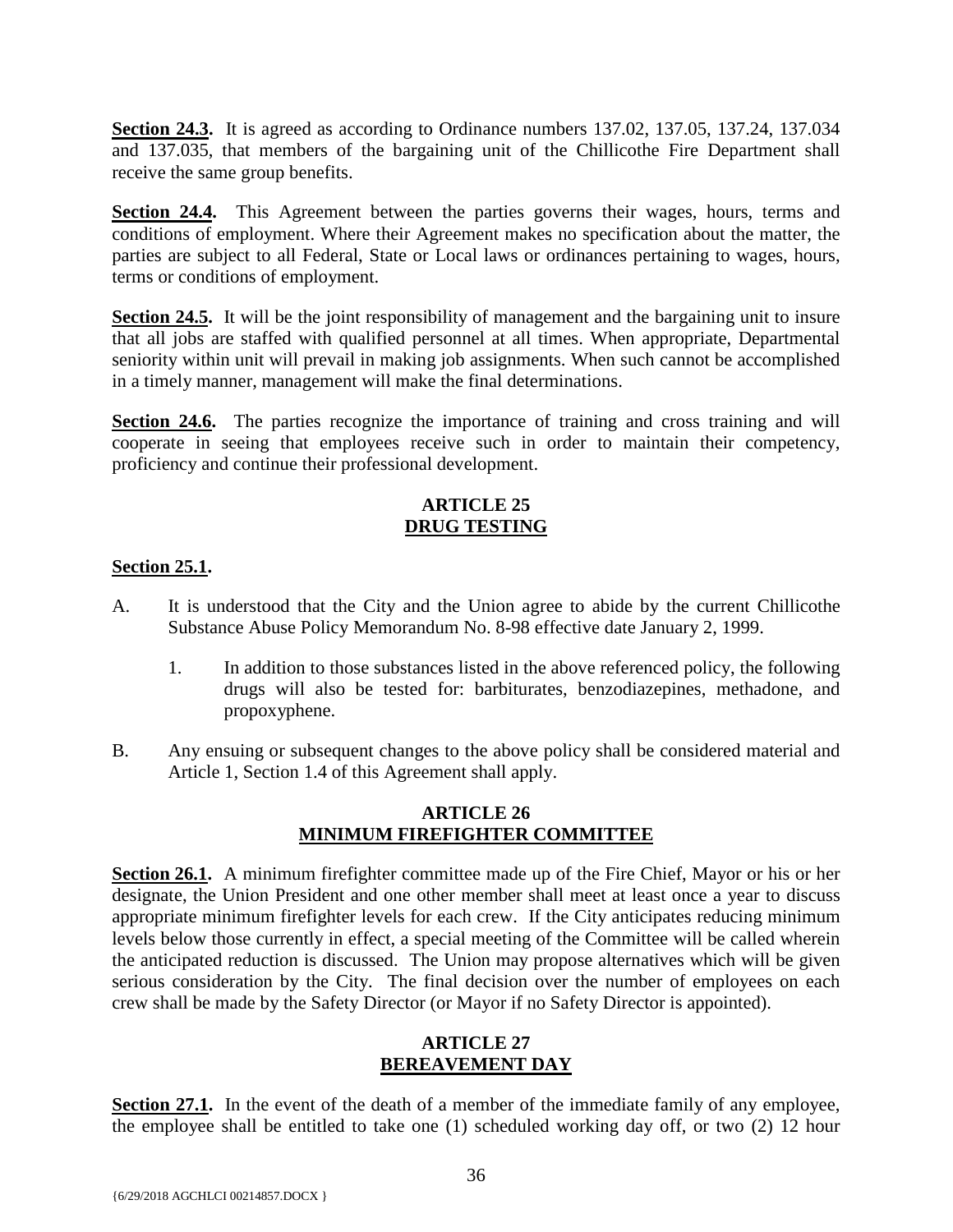**Section 24.3.** It is agreed as according to Ordinance numbers 137.02, 137.05, 137.24, 137.034 and 137.035, that members of the bargaining unit of the Chillicothe Fire Department shall receive the same group benefits.

**Section 24.4.** This Agreement between the parties governs their wages, hours, terms and conditions of employment. Where their Agreement makes no specification about the matter, the parties are subject to all Federal, State or Local laws or ordinances pertaining to wages, hours, terms or conditions of employment.

**Section 24.5.** It will be the joint responsibility of management and the bargaining unit to insure that all jobs are staffed with qualified personnel at all times. When appropriate, Departmental seniority within unit will prevail in making job assignments. When such cannot be accomplished in a timely manner, management will make the final determinations.

**Section 24.6.** The parties recognize the importance of training and cross training and will cooperate in seeing that employees receive such in order to maintain their competency, proficiency and continue their professional development.

## ARTICLE 25
## DRUG TESTING

**Section 25.1.**

A. It is understood that the City and the Union agree to abide by the current Chillicothe Substance Abuse Policy Memorandum No. 8-98 effective date January 2, 1999.

   1. In addition to those substances listed in the above referenced policy, the following drugs will also be tested for: barbiturates, benzodiazepines, methadone, and propoxyphene.

B. Any ensuing or subsequent changes to the above policy shall be considered material and Article 1, Section 1.4 of this Agreement shall apply.

## ARTICLE 26
## MINIMUM FIREFIGHTER COMMITTEE

**Section 26.1.** A minimum firefighter committee made up of the Fire Chief, Mayor or his or her designate, the Union President and one other member shall meet at least once a year to discuss appropriate minimum firefighter levels for each crew. If the City anticipates reducing minimum levels below those currently in effect, a special meeting of the Committee will be called wherein the anticipated reduction is discussed. The Union may propose alternatives which will be given serious consideration by the City. The final decision over the number of employees on each crew shall be made by the Safety Director (or Mayor if no Safety Director is appointed).

## ARTICLE 27
## BEREAVEMENT DAY

**Section 27.1.** In the event of the death of a member of the immediate family of any employee, the employee shall be entitled to take one (1) scheduled working day off, or two (2) 12 hour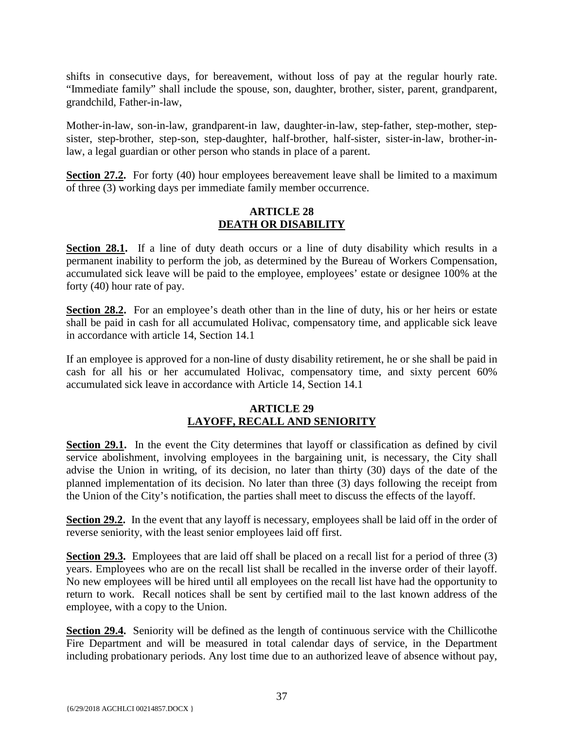shifts in consecutive days, for bereavement, without loss of pay at the regular hourly rate. "Immediate family" shall include the spouse, son, daughter, brother, sister, parent, grandparent, grandchild, Father-in-law,

Mother-in-law, son-in-law, grandparent-in law, daughter-in-law, step-father, step-mother, step-sister, step-brother, step-son, step-daughter, half-brother, half-sister, sister-in-law, brother-in-law, a legal guardian or other person who stands in place of a parent.

**Section 27.2.** For forty (40) hour employees bereavement leave shall be limited to a maximum of three (3) working days per immediate family member occurrence.

## ARTICLE 28
## DEATH OR DISABILITY

**Section 28.1.** If a line of duty death occurs or a line of duty disability which results in a permanent inability to perform the job, as determined by the Bureau of Workers Compensation, accumulated sick leave will be paid to the employee, employees' estate or designee 100% at the forty (40) hour rate of pay.

**Section 28.2.** For an employee's death other than in the line of duty, his or her heirs or estate shall be paid in cash for all accumulated Holivac, compensatory time, and applicable sick leave in accordance with article 14, Section 14.1

If an employee is approved for a non-line of dusty disability retirement, he or she shall be paid in cash for all his or her accumulated Holivac, compensatory time, and sixty percent 60% accumulated sick leave in accordance with Article 14, Section 14.1

## ARTICLE 29
## LAYOFF, RECALL AND SENIORITY

**Section 29.1.** In the event the City determines that layoff or classification as defined by civil service abolishment, involving employees in the bargaining unit, is necessary, the City shall advise the Union in writing, of its decision, no later than thirty (30) days of the date of the planned implementation of its decision. No later than three (3) days following the receipt from the Union of the City's notification, the parties shall meet to discuss the effects of the layoff.

**Section 29.2.** In the event that any layoff is necessary, employees shall be laid off in the order of reverse seniority, with the least senior employees laid off first.

**Section 29.3.** Employees that are laid off shall be placed on a recall list for a period of three (3) years. Employees who are on the recall list shall be recalled in the inverse order of their layoff. No new employees will be hired until all employees on the recall list have had the opportunity to return to work. Recall notices shall be sent by certified mail to the last known address of the employee, with a copy to the Union.

**Section 29.4.** Seniority will be defined as the length of continuous service with the Chillicothe Fire Department and will be measured in total calendar days of service, in the Department including probationary periods. Any lost time due to an authorized leave of absence without pay,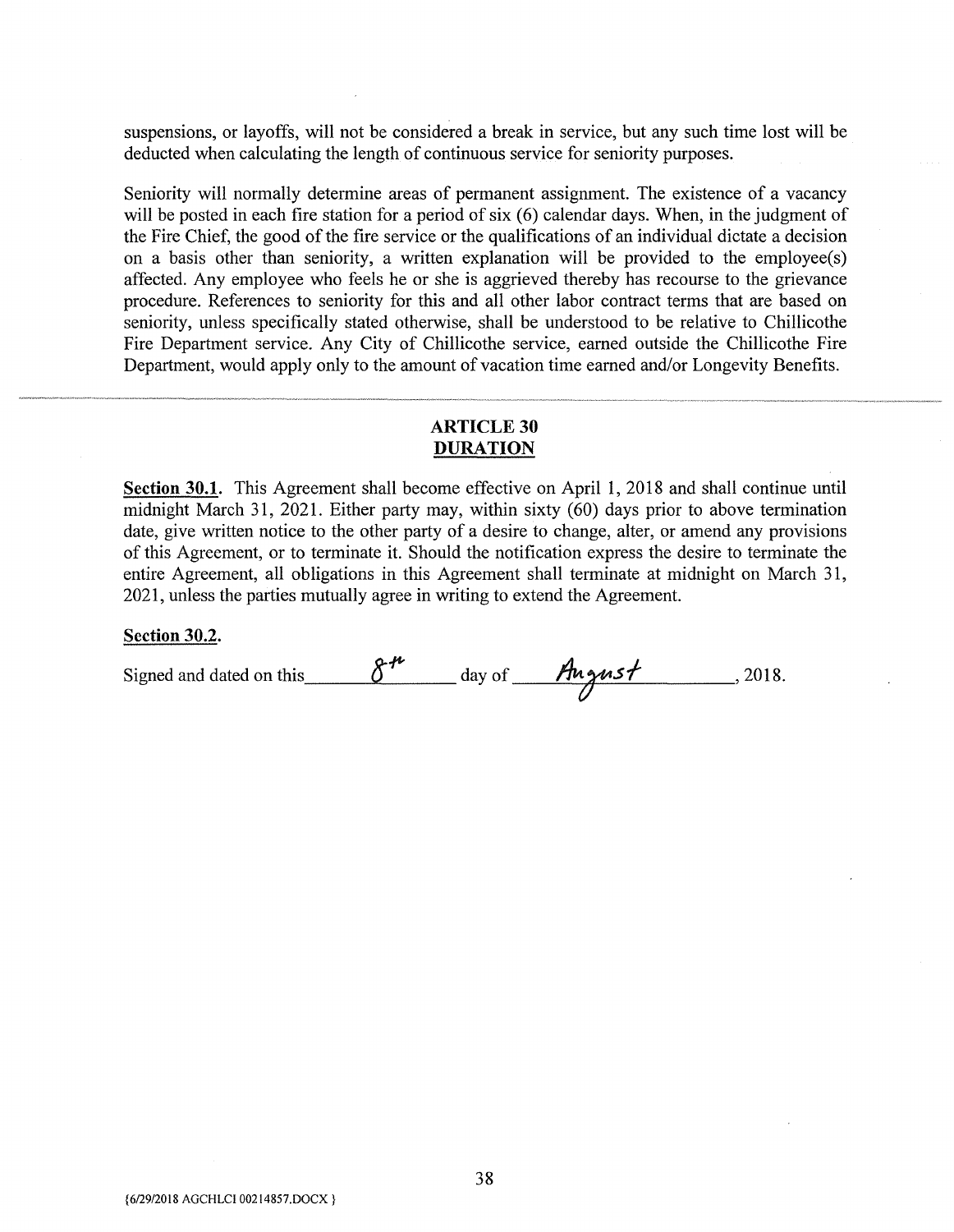suspensions, or layoffs, will not be considered a break in service, but any such time lost will be deducted when calculating the length of continuous service for seniority purposes.

Seniority will normally determine areas of permanent assignment. The existence of a vacancy will be posted in each fire station for a period of six (6) calendar days. When, in the judgment of the Fire Chief, the good of the fire service or the qualifications of an individual dictate a decision on a basis other than seniority, a written explanation will be provided to the employee(s) affected. Any employee who feels he or she is aggrieved thereby has recourse to the grievance procedure. References to seniority for this and all other labor contract terms that are based on seniority, unless specifically stated otherwise, shall be understood to be relative to Chillicothe Fire Department service. Any City of Chillicothe service, earned outside the Chillicothe Fire Department, would apply only to the amount of vacation time earned and/or Longevity Benefits.

---

## ARTICLE 30
## DURATION

**Section 30.1.** This Agreement shall become effective on April 1, 2018 and shall continue until midnight March 31, 2021. Either party may, within sixty (60) days prior to above termination date, give written notice to the other party of a desire to change, alter, or amend any provisions of this Agreement, or to terminate it. Should the notification express the desire to terminate the entire Agreement, all obligations in this Agreement shall terminate at midnight on March 31, 2021, unless the parties mutually agree in writing to extend the Agreement.

**Section 30.2.**

Signed and dated on this 8th day of August, 2018.

{6/29/2018 AGCHLCI 00214857.DOCX }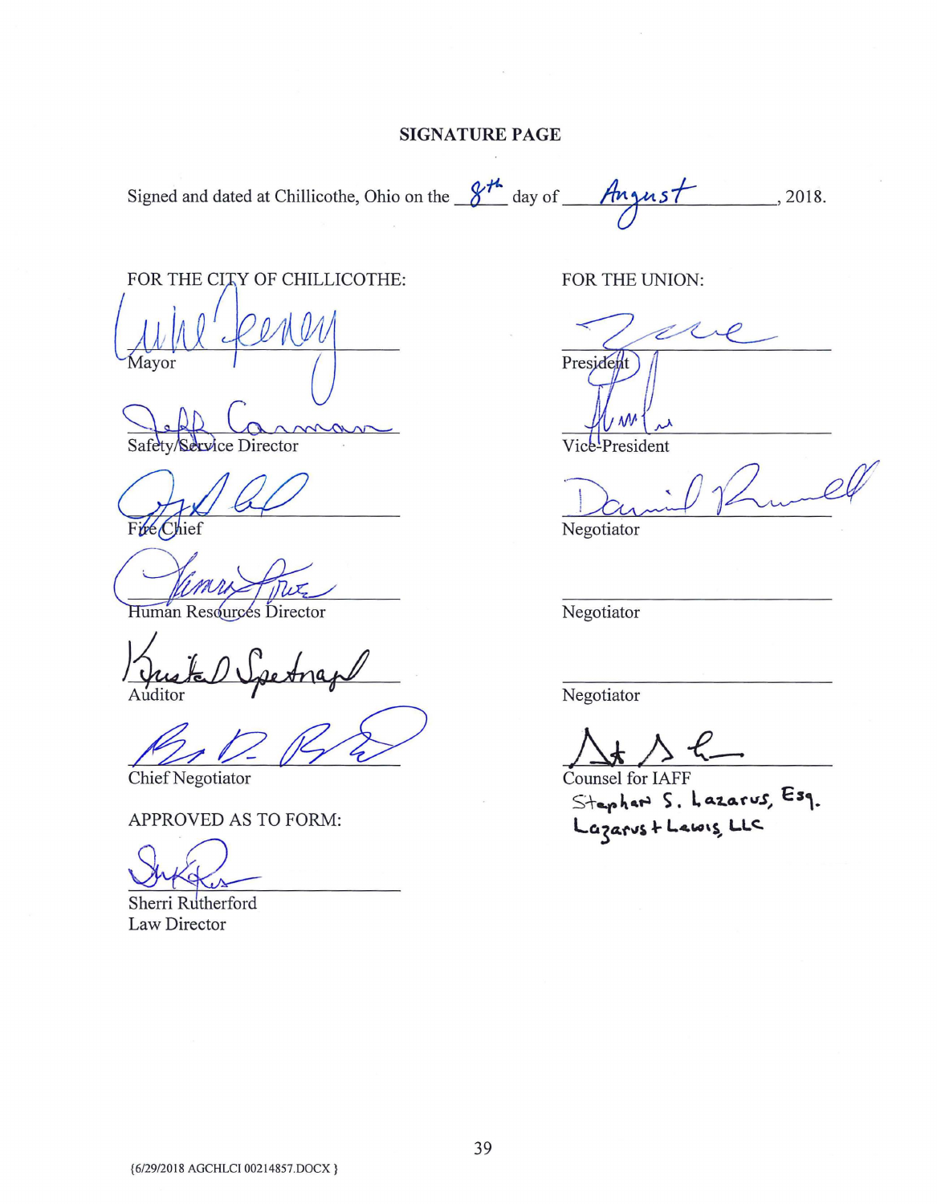**SIGNATURE PAGE**

Signed and dated at Chillicothe, Ohio on the 8th day of August, 2018.

FOR THE CITY OF CHILLICOTHE:

Mayor

Safety/Service Director

Fire Chief

Human Resources Director

Auditor

Chief Negotiator

APPROVED AS TO FORM:

Sherri Rutherford
Law Director

FOR THE UNION:

President

Vice-President

Negotiator

Negotiator

Negotiator

Counsel for IAFF
Stephen S. Lazarus, Esq.
Lazarus + Lewis, LLC

{6/29/2018 AGCHLCI 00214857.DOCX }